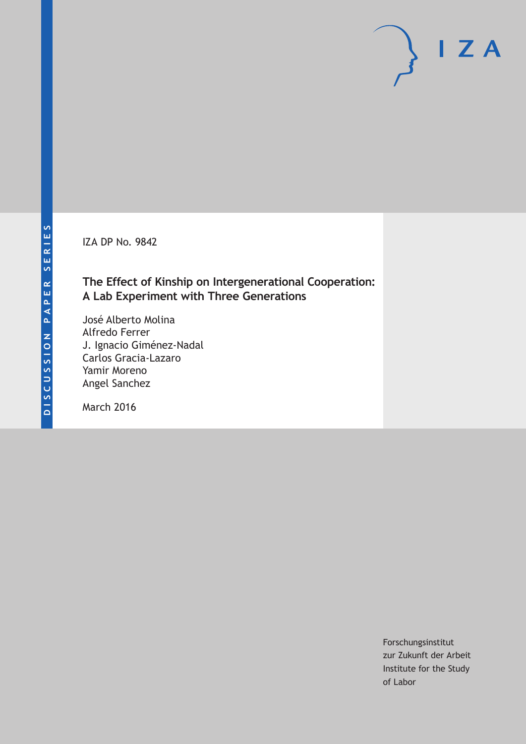IZA DP No. 9842

# The Effect of Kinship on Intergenerational Cooperation: A Lab Experiment with Three Generations

José Alberto Molina
Alfredo Ferrer
J. Ignacio Giménez-Nadal
Carlos Gracia-Lazaro
Yamir Moreno
Angel Sanchez

March 2016

DISCUSSION PAPER SERIES

Forschungsinstitut
zur Zukunft der Arbeit
Institute for the Study
of Labor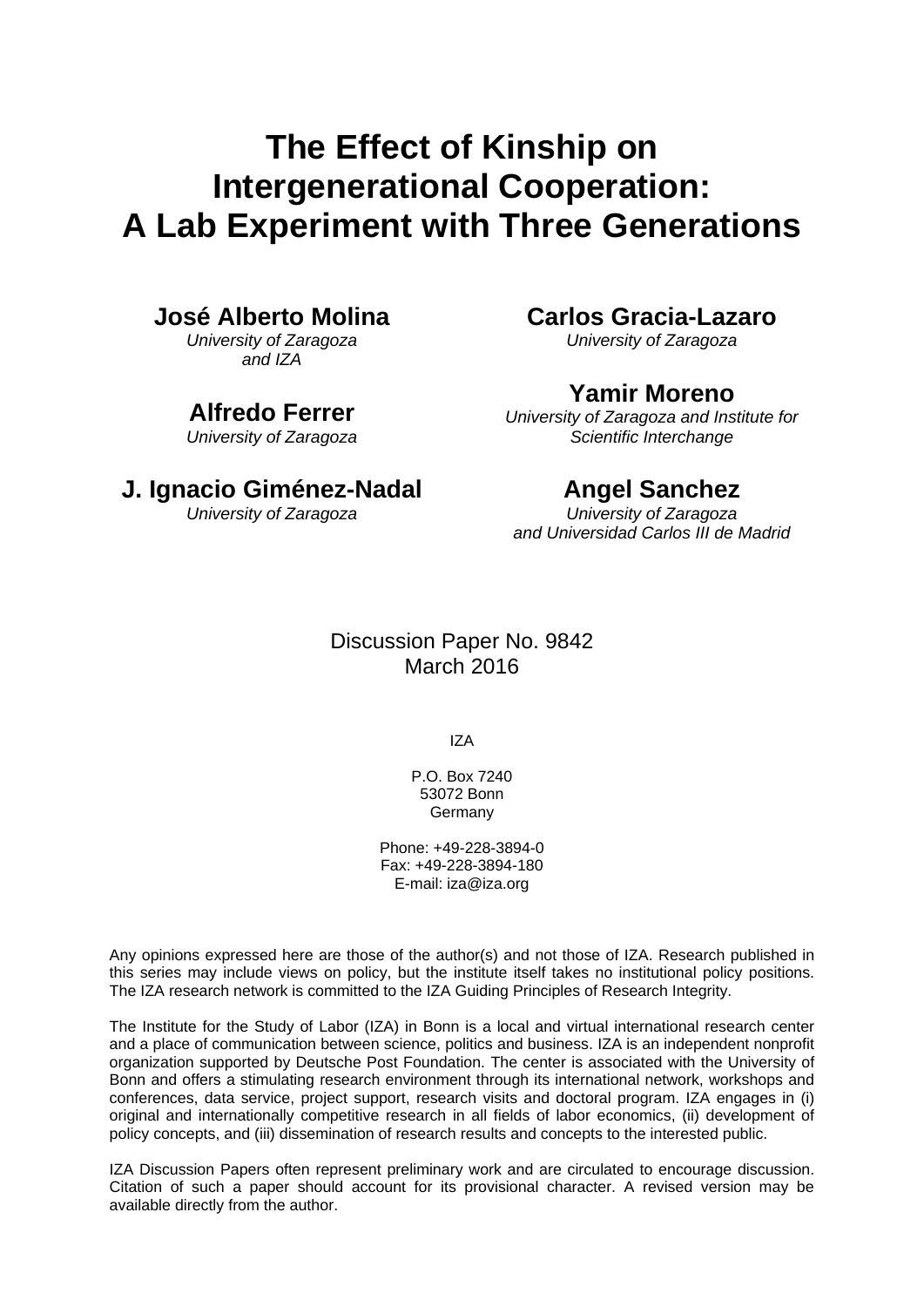# The Effect of Kinship on Intergenerational Cooperation: A Lab Experiment with Three Generations

**José Alberto Molina**
*University of Zaragoza and IZA*

**Alfredo Ferrer**
*University of Zaragoza*

**J. Ignacio Giménez-Nadal**
*University of Zaragoza*

**Carlos Gracia-Lazaro**
*University of Zaragoza*

**Yamir Moreno**
*University of Zaragoza and Institute for Scientific Interchange*

**Angel Sanchez**
*University of Zaragoza and Universidad Carlos III de Madrid*

Discussion Paper No. 9842
March 2016

IZA

P.O. Box 7240
53072 Bonn
Germany

Phone: +49-228-3894-0
Fax: +49-228-3894-180
E-mail: iza@iza.org

Any opinions expressed here are those of the author(s) and not those of IZA. Research published in this series may include views on policy, but the institute itself takes no institutional policy positions. The IZA research network is committed to the IZA Guiding Principles of Research Integrity.

The Institute for the Study of Labor (IZA) in Bonn is a local and virtual international research center and a place of communication between science, politics and business. IZA is an independent nonprofit organization supported by Deutsche Post Foundation. The center is associated with the University of Bonn and offers a stimulating research environment through its international network, workshops and conferences, data service, project support, research visits and doctoral program. IZA engages in (i) original and internationally competitive research in all fields of labor economics, (ii) development of policy concepts, and (iii) dissemination of research results and concepts to the interested public.

IZA Discussion Papers often represent preliminary work and are circulated to encourage discussion. Citation of such a paper should account for its provisional character. A revised version may be available directly from the author.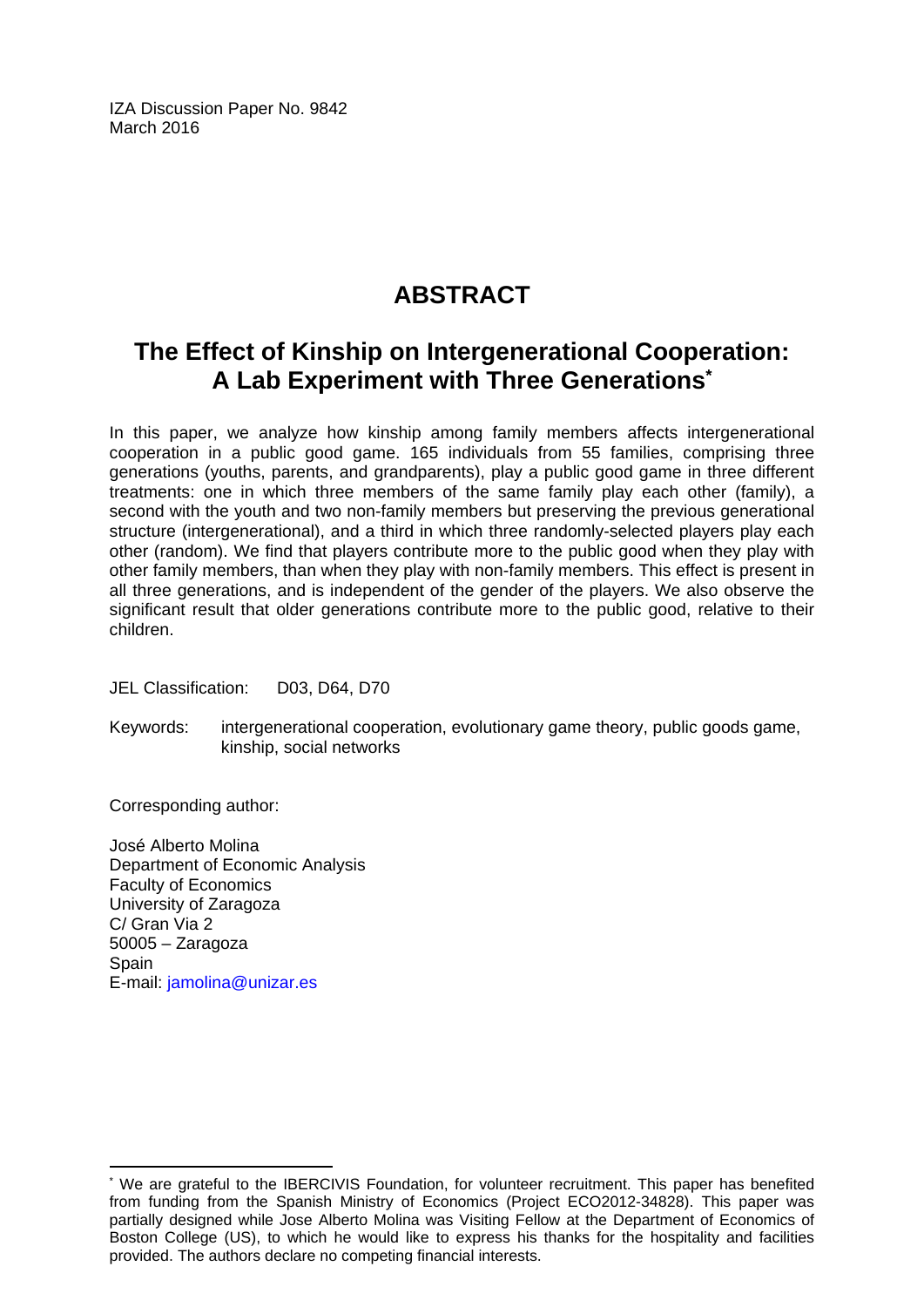IZA Discussion Paper No. 9842
March 2016

# ABSTRACT

## The Effect of Kinship on Intergenerational Cooperation: A Lab Experiment with Three Generations*

In this paper, we analyze how kinship among family members affects intergenerational cooperation in a public good game. 165 individuals from 55 families, comprising three generations (youths, parents, and grandparents), play a public good game in three different treatments: one in which three members of the same family play each other (family), a second with the youth and two non-family members but preserving the previous generational structure (intergenerational), and a third in which three randomly-selected players play each other (random). We find that players contribute more to the public good when they play with other family members, than when they play with non-family members. This effect is present in all three generations, and is independent of the gender of the players. We also observe the significant result that older generations contribute more to the public good, relative to their children.

JEL Classification: D03, D64, D70

Keywords: intergenerational cooperation, evolutionary game theory, public goods game, kinship, social networks

Corresponding author:

José Alberto Molina
Department of Economic Analysis
Faculty of Economics
University of Zaragoza
C/ Gran Via 2
50005 – Zaragoza
Spain
E-mail: jamolina@unizar.es

---

* We are grateful to the IBERCIVIS Foundation, for volunteer recruitment. This paper has benefited from funding from the Spanish Ministry of Economics (Project ECO2012-34828). This paper was partially designed while Jose Alberto Molina was Visiting Fellow at the Department of Economics of Boston College (US), to which he would like to express his thanks for the hospitality and facilities provided. The authors declare no competing financial interests.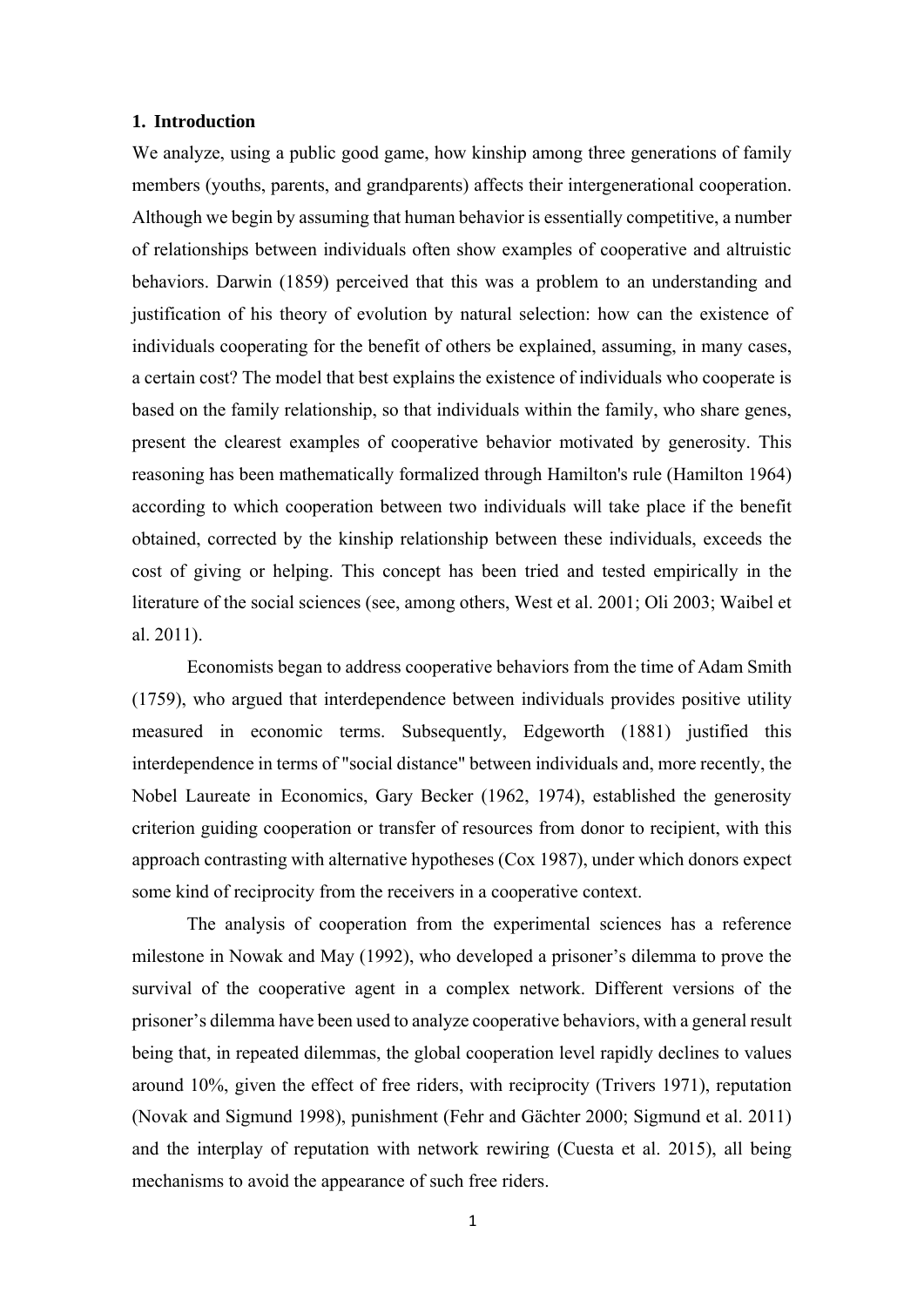## 1. Introduction

We analyze, using a public good game, how kinship among three generations of family members (youths, parents, and grandparents) affects their intergenerational cooperation. Although we begin by assuming that human behavior is essentially competitive, a number of relationships between individuals often show examples of cooperative and altruistic behaviors. Darwin (1859) perceived that this was a problem to an understanding and justification of his theory of evolution by natural selection: how can the existence of individuals cooperating for the benefit of others be explained, assuming, in many cases, a certain cost? The model that best explains the existence of individuals who cooperate is based on the family relationship, so that individuals within the family, who share genes, present the clearest examples of cooperative behavior motivated by generosity. This reasoning has been mathematically formalized through Hamilton's rule (Hamilton 1964) according to which cooperation between two individuals will take place if the benefit obtained, corrected by the kinship relationship between these individuals, exceeds the cost of giving or helping. This concept has been tried and tested empirically in the literature of the social sciences (see, among others, West et al. 2001; Oli 2003; Waibel et al. 2011).

Economists began to address cooperative behaviors from the time of Adam Smith (1759), who argued that interdependence between individuals provides positive utility measured in economic terms. Subsequently, Edgeworth (1881) justified this interdependence in terms of "social distance" between individuals and, more recently, the Nobel Laureate in Economics, Gary Becker (1962, 1974), established the generosity criterion guiding cooperation or transfer of resources from donor to recipient, with this approach contrasting with alternative hypotheses (Cox 1987), under which donors expect some kind of reciprocity from the receivers in a cooperative context.

The analysis of cooperation from the experimental sciences has a reference milestone in Nowak and May (1992), who developed a prisoner's dilemma to prove the survival of the cooperative agent in a complex network. Different versions of the prisoner's dilemma have been used to analyze cooperative behaviors, with a general result being that, in repeated dilemmas, the global cooperation level rapidly declines to values around 10%, given the effect of free riders, with reciprocity (Trivers 1971), reputation (Novak and Sigmund 1998), punishment (Fehr and Gächter 2000; Sigmund et al. 2011) and the interplay of reputation with network rewiring (Cuesta et al. 2015), all being mechanisms to avoid the appearance of such free riders.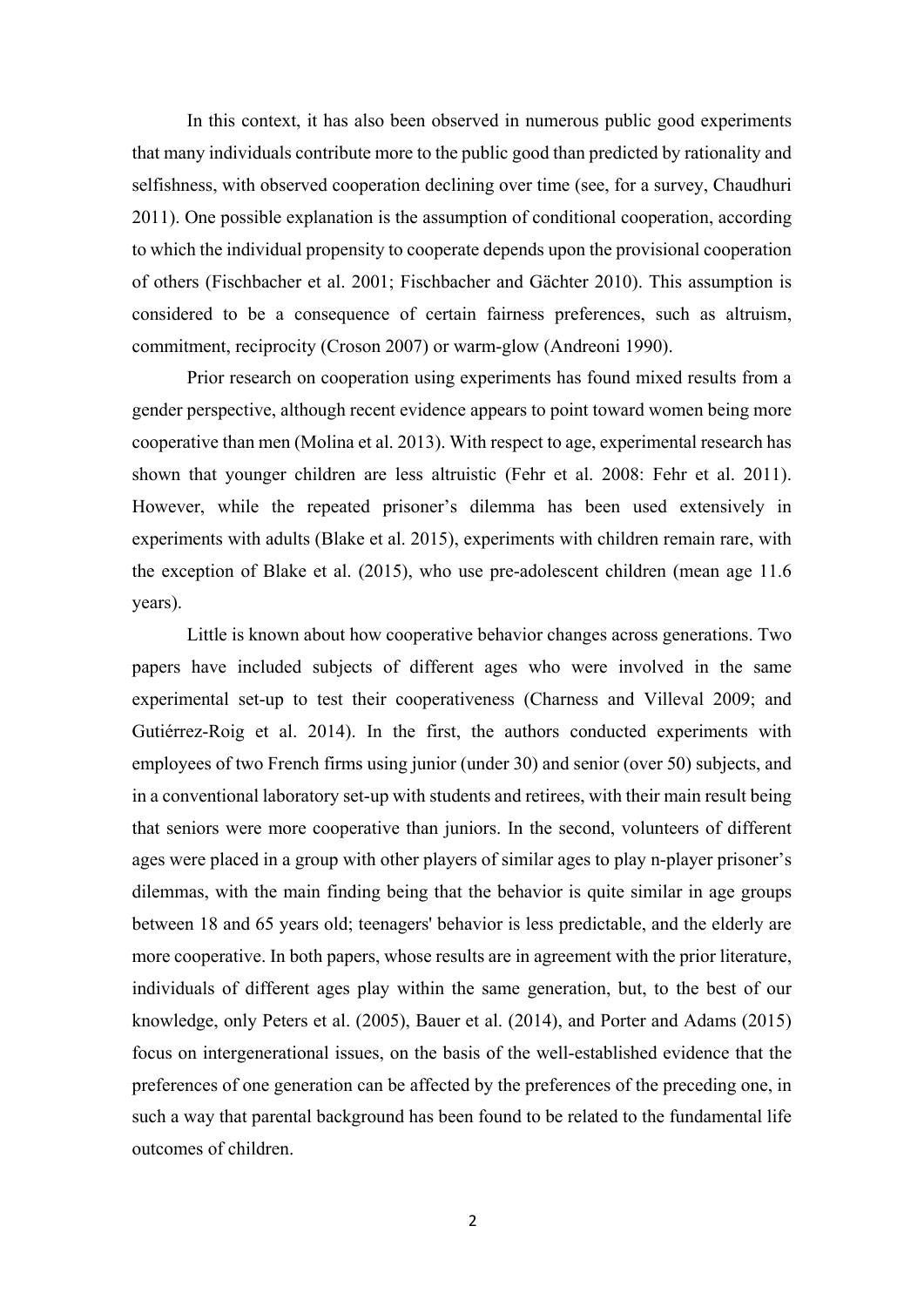In this context, it has also been observed in numerous public good experiments that many individuals contribute more to the public good than predicted by rationality and selfishness, with observed cooperation declining over time (see, for a survey, Chaudhuri 2011). One possible explanation is the assumption of conditional cooperation, according to which the individual propensity to cooperate depends upon the provisional cooperation of others (Fischbacher et al. 2001; Fischbacher and Gächter 2010). This assumption is considered to be a consequence of certain fairness preferences, such as altruism, commitment, reciprocity (Croson 2007) or warm-glow (Andreoni 1990).

Prior research on cooperation using experiments has found mixed results from a gender perspective, although recent evidence appears to point toward women being more cooperative than men (Molina et al. 2013). With respect to age, experimental research has shown that younger children are less altruistic (Fehr et al. 2008: Fehr et al. 2011). However, while the repeated prisoner's dilemma has been used extensively in experiments with adults (Blake et al. 2015), experiments with children remain rare, with the exception of Blake et al. (2015), who use pre-adolescent children (mean age 11.6 years).

Little is known about how cooperative behavior changes across generations. Two papers have included subjects of different ages who were involved in the same experimental set-up to test their cooperativeness (Charness and Villeval 2009; and Gutiérrez-Roig et al. 2014). In the first, the authors conducted experiments with employees of two French firms using junior (under 30) and senior (over 50) subjects, and in a conventional laboratory set-up with students and retirees, with their main result being that seniors were more cooperative than juniors. In the second, volunteers of different ages were placed in a group with other players of similar ages to play n-player prisoner's dilemmas, with the main finding being that the behavior is quite similar in age groups between 18 and 65 years old; teenagers' behavior is less predictable, and the elderly are more cooperative. In both papers, whose results are in agreement with the prior literature, individuals of different ages play within the same generation, but, to the best of our knowledge, only Peters et al. (2005), Bauer et al. (2014), and Porter and Adams (2015) focus on intergenerational issues, on the basis of the well-established evidence that the preferences of one generation can be affected by the preferences of the preceding one, in such a way that parental background has been found to be related to the fundamental life outcomes of children.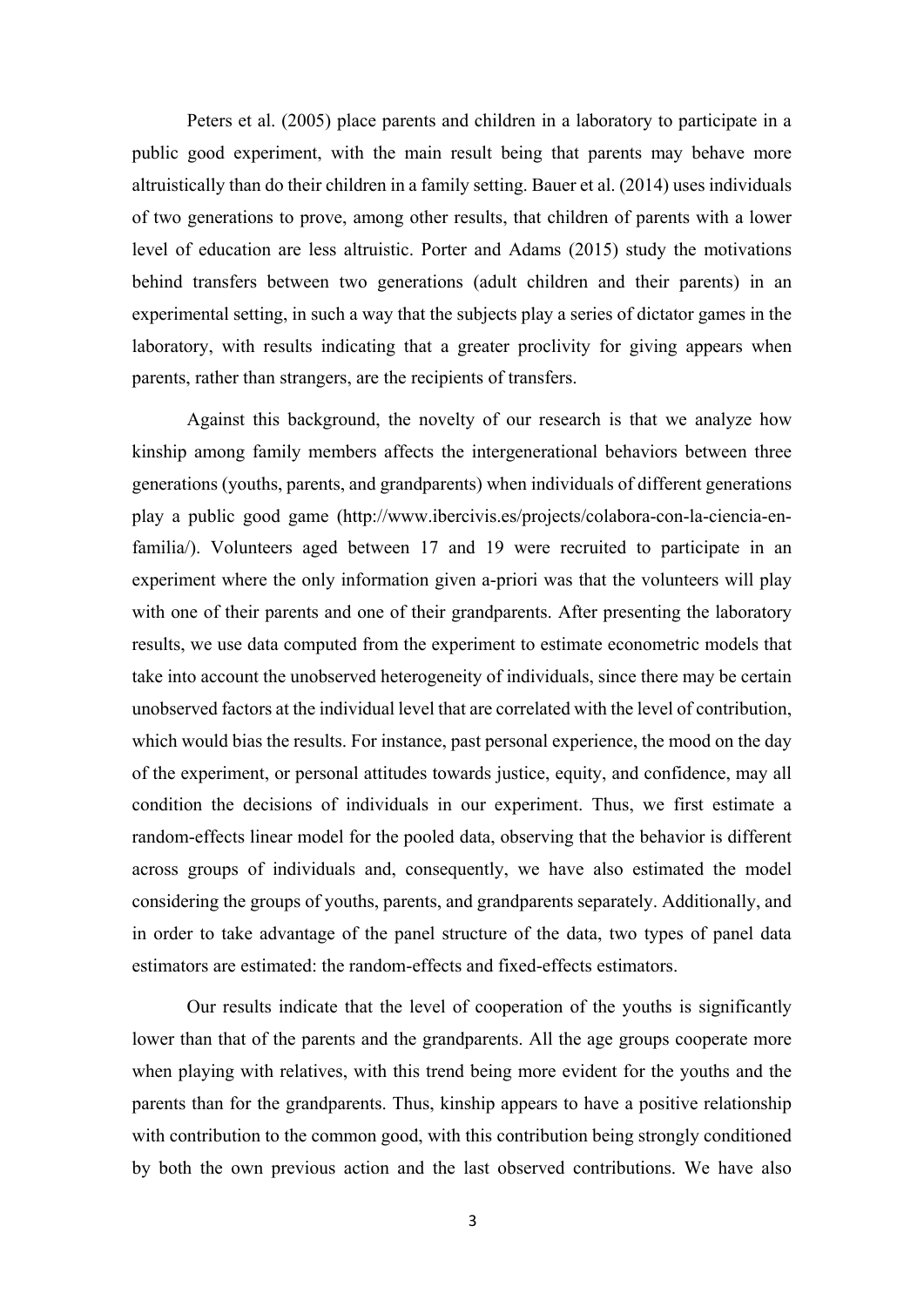Peters et al. (2005) place parents and children in a laboratory to participate in a public good experiment, with the main result being that parents may behave more altruistically than do their children in a family setting. Bauer et al. (2014) uses individuals of two generations to prove, among other results, that children of parents with a lower level of education are less altruistic. Porter and Adams (2015) study the motivations behind transfers between two generations (adult children and their parents) in an experimental setting, in such a way that the subjects play a series of dictator games in the laboratory, with results indicating that a greater proclivity for giving appears when parents, rather than strangers, are the recipients of transfers.

Against this background, the novelty of our research is that we analyze how kinship among family members affects the intergenerational behaviors between three generations (youths, parents, and grandparents) when individuals of different generations play a public good game (http://www.ibercivis.es/projects/colabora-con-la-ciencia-en-familia/). Volunteers aged between 17 and 19 were recruited to participate in an experiment where the only information given a-priori was that the volunteers will play with one of their parents and one of their grandparents. After presenting the laboratory results, we use data computed from the experiment to estimate econometric models that take into account the unobserved heterogeneity of individuals, since there may be certain unobserved factors at the individual level that are correlated with the level of contribution, which would bias the results. For instance, past personal experience, the mood on the day of the experiment, or personal attitudes towards justice, equity, and confidence, may all condition the decisions of individuals in our experiment. Thus, we first estimate a random-effects linear model for the pooled data, observing that the behavior is different across groups of individuals and, consequently, we have also estimated the model considering the groups of youths, parents, and grandparents separately. Additionally, and in order to take advantage of the panel structure of the data, two types of panel data estimators are estimated: the random-effects and fixed-effects estimators.

Our results indicate that the level of cooperation of the youths is significantly lower than that of the parents and the grandparents. All the age groups cooperate more when playing with relatives, with this trend being more evident for the youths and the parents than for the grandparents. Thus, kinship appears to have a positive relationship with contribution to the common good, with this contribution being strongly conditioned by both the own previous action and the last observed contributions. We have also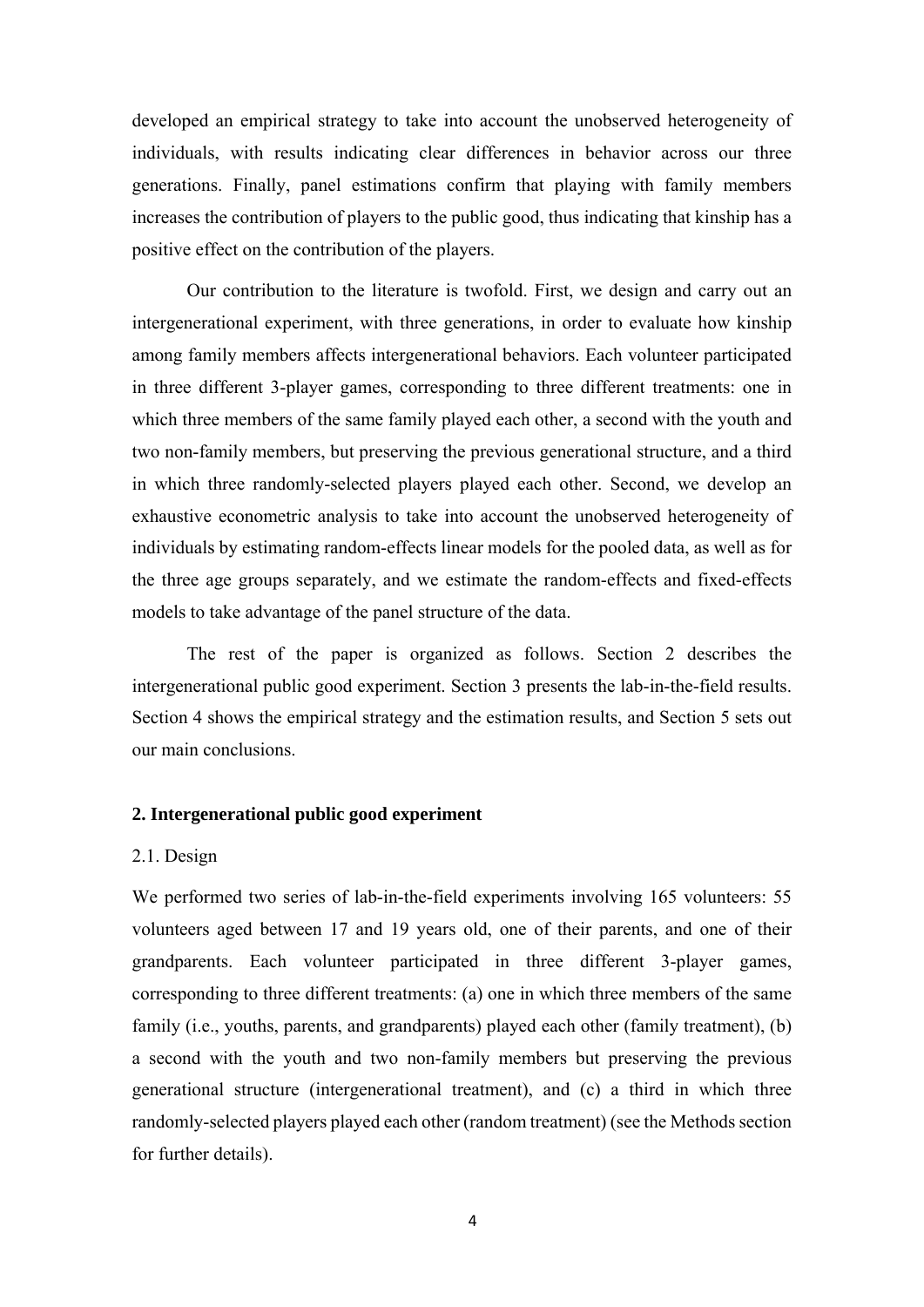developed an empirical strategy to take into account the unobserved heterogeneity of individuals, with results indicating clear differences in behavior across our three generations. Finally, panel estimations confirm that playing with family members increases the contribution of players to the public good, thus indicating that kinship has a positive effect on the contribution of the players.

Our contribution to the literature is twofold. First, we design and carry out an intergenerational experiment, with three generations, in order to evaluate how kinship among family members affects intergenerational behaviors. Each volunteer participated in three different 3-player games, corresponding to three different treatments: one in which three members of the same family played each other, a second with the youth and two non-family members, but preserving the previous generational structure, and a third in which three randomly-selected players played each other. Second, we develop an exhaustive econometric analysis to take into account the unobserved heterogeneity of individuals by estimating random-effects linear models for the pooled data, as well as for the three age groups separately, and we estimate the random-effects and fixed-effects models to take advantage of the panel structure of the data.

The rest of the paper is organized as follows. Section 2 describes the intergenerational public good experiment. Section 3 presents the lab-in-the-field results. Section 4 shows the empirical strategy and the estimation results, and Section 5 sets out our main conclusions.

## 2. Intergenerational public good experiment

### 2.1. Design

We performed two series of lab-in-the-field experiments involving 165 volunteers: 55 volunteers aged between 17 and 19 years old, one of their parents, and one of their grandparents. Each volunteer participated in three different 3-player games, corresponding to three different treatments: (a) one in which three members of the same family (i.e., youths, parents, and grandparents) played each other (family treatment), (b) a second with the youth and two non-family members but preserving the previous generational structure (intergenerational treatment), and (c) a third in which three randomly-selected players played each other (random treatment) (see the Methods section for further details).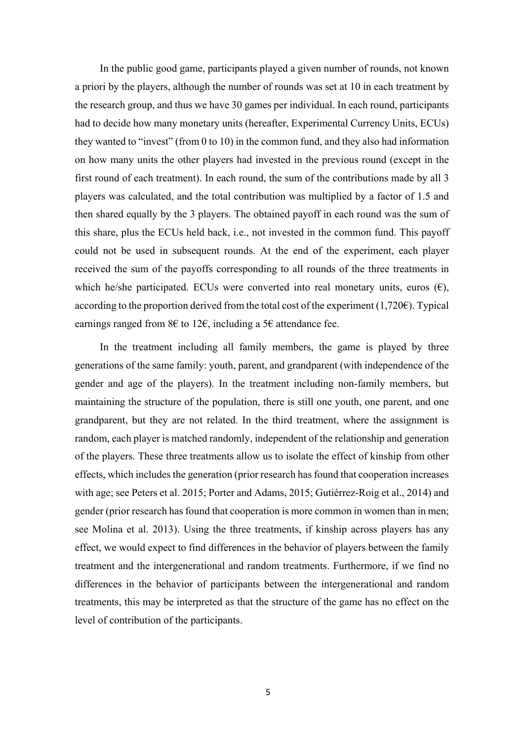In the public good game, participants played a given number of rounds, not known a priori by the players, although the number of rounds was set at 10 in each treatment by the research group, and thus we have 30 games per individual. In each round, participants had to decide how many monetary units (hereafter, Experimental Currency Units, ECUs) they wanted to "invest" (from 0 to 10) in the common fund, and they also had information on how many units the other players had invested in the previous round (except in the first round of each treatment). In each round, the sum of the contributions made by all 3 players was calculated, and the total contribution was multiplied by a factor of 1.5 and then shared equally by the 3 players. The obtained payoff in each round was the sum of this share, plus the ECUs held back, i.e., not invested in the common fund. This payoff could not be used in subsequent rounds. At the end of the experiment, each player received the sum of the payoffs corresponding to all rounds of the three treatments in which he/she participated. ECUs were converted into real monetary units, euros (€), according to the proportion derived from the total cost of the experiment (1,720€). Typical earnings ranged from 8€ to 12€, including a 5€ attendance fee.

In the treatment including all family members, the game is played by three generations of the same family: youth, parent, and grandparent (with independence of the gender and age of the players). In the treatment including non-family members, but maintaining the structure of the population, there is still one youth, one parent, and one grandparent, but they are not related. In the third treatment, where the assignment is random, each player is matched randomly, independent of the relationship and generation of the players. These three treatments allow us to isolate the effect of kinship from other effects, which includes the generation (prior research has found that cooperation increases with age; see Peters et al. 2015; Porter and Adams, 2015; Gutiérrez-Roig et al., 2014) and gender (prior research has found that cooperation is more common in women than in men; see Molina et al. 2013). Using the three treatments, if kinship across players has any effect, we would expect to find differences in the behavior of players between the family treatment and the intergenerational and random treatments. Furthermore, if we find no differences in the behavior of participants between the intergenerational and random treatments, this may be interpreted as that the structure of the game has no effect on the level of contribution of the participants.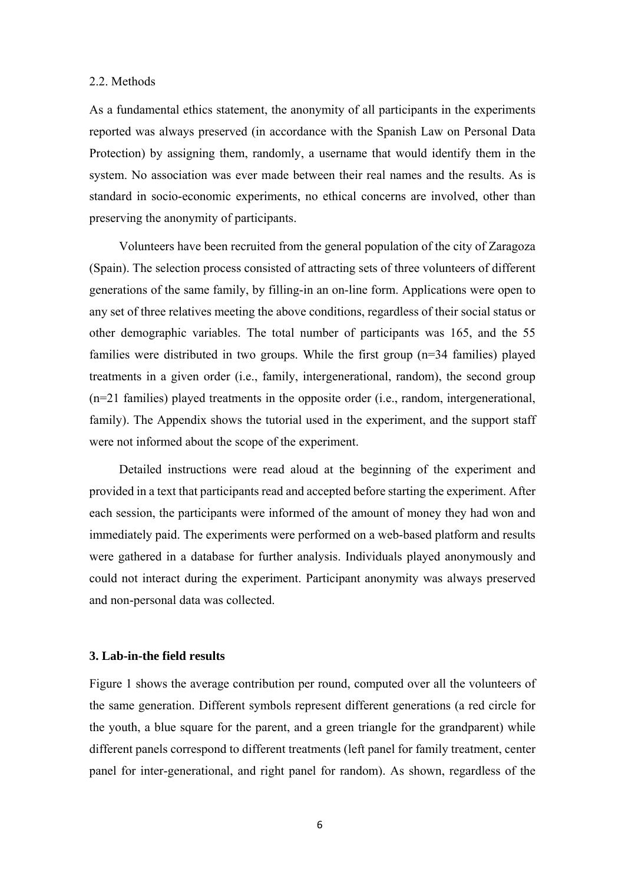2.2. Methods

As a fundamental ethics statement, the anonymity of all participants in the experiments reported was always preserved (in accordance with the Spanish Law on Personal Data Protection) by assigning them, randomly, a username that would identify them in the system. No association was ever made between their real names and the results. As is standard in socio-economic experiments, no ethical concerns are involved, other than preserving the anonymity of participants.

Volunteers have been recruited from the general population of the city of Zaragoza (Spain). The selection process consisted of attracting sets of three volunteers of different generations of the same family, by filling-in an on-line form. Applications were open to any set of three relatives meeting the above conditions, regardless of their social status or other demographic variables. The total number of participants was 165, and the 55 families were distributed in two groups. While the first group (n=34 families) played treatments in a given order (i.e., family, intergenerational, random), the second group (n=21 families) played treatments in the opposite order (i.e., random, intergenerational, family). The Appendix shows the tutorial used in the experiment, and the support staff were not informed about the scope of the experiment.

Detailed instructions were read aloud at the beginning of the experiment and provided in a text that participants read and accepted before starting the experiment. After each session, the participants were informed of the amount of money they had won and immediately paid. The experiments were performed on a web-based platform and results were gathered in a database for further analysis. Individuals played anonymously and could not interact during the experiment. Participant anonymity was always preserved and non-personal data was collected.

### 3. Lab-in-the field results

Figure 1 shows the average contribution per round, computed over all the volunteers of the same generation. Different symbols represent different generations (a red circle for the youth, a blue square for the parent, and a green triangle for the grandparent) while different panels correspond to different treatments (left panel for family treatment, center panel for inter-generational, and right panel for random). As shown, regardless of the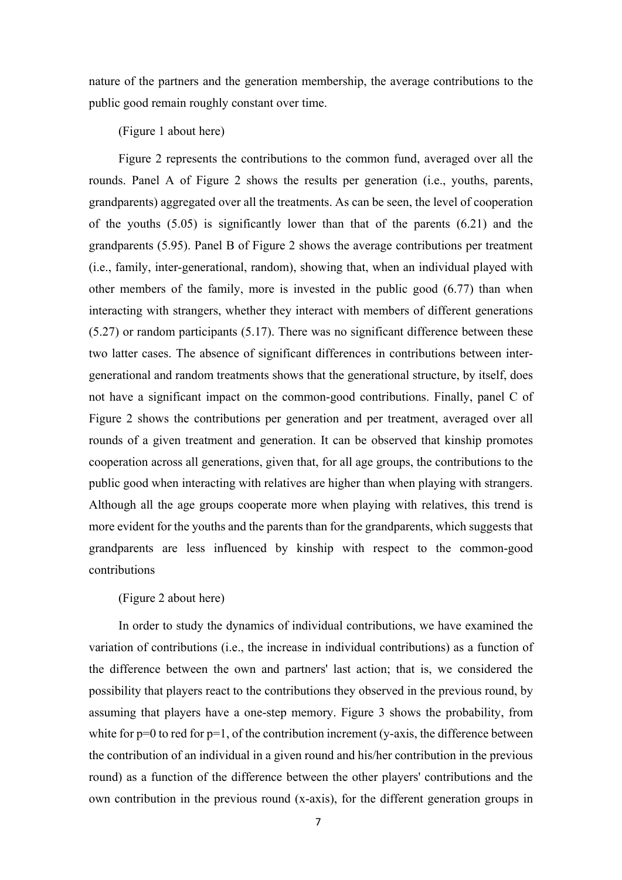nature of the partners and the generation membership, the average contributions to the public good remain roughly constant over time.

(Figure 1 about here)

Figure 2 represents the contributions to the common fund, averaged over all the rounds. Panel A of Figure 2 shows the results per generation (i.e., youths, parents, grandparents) aggregated over all the treatments. As can be seen, the level of cooperation of the youths (5.05) is significantly lower than that of the parents (6.21) and the grandparents (5.95). Panel B of Figure 2 shows the average contributions per treatment (i.e., family, inter-generational, random), showing that, when an individual played with other members of the family, more is invested in the public good (6.77) than when interacting with strangers, whether they interact with members of different generations (5.27) or random participants (5.17). There was no significant difference between these two latter cases. The absence of significant differences in contributions between inter-generational and random treatments shows that the generational structure, by itself, does not have a significant impact on the common-good contributions. Finally, panel C of Figure 2 shows the contributions per generation and per treatment, averaged over all rounds of a given treatment and generation. It can be observed that kinship promotes cooperation across all generations, given that, for all age groups, the contributions to the public good when interacting with relatives are higher than when playing with strangers. Although all the age groups cooperate more when playing with relatives, this trend is more evident for the youths and the parents than for the grandparents, which suggests that grandparents are less influenced by kinship with respect to the common-good contributions

(Figure 2 about here)

In order to study the dynamics of individual contributions, we have examined the variation of contributions (i.e., the increase in individual contributions) as a function of the difference between the own and partners' last action; that is, we considered the possibility that players react to the contributions they observed in the previous round, by assuming that players have a one-step memory. Figure 3 shows the probability, from white for p=0 to red for p=1, of the contribution increment (y-axis, the difference between the contribution of an individual in a given round and his/her contribution in the previous round) as a function of the difference between the other players' contributions and the own contribution in the previous round (x-axis), for the different generation groups in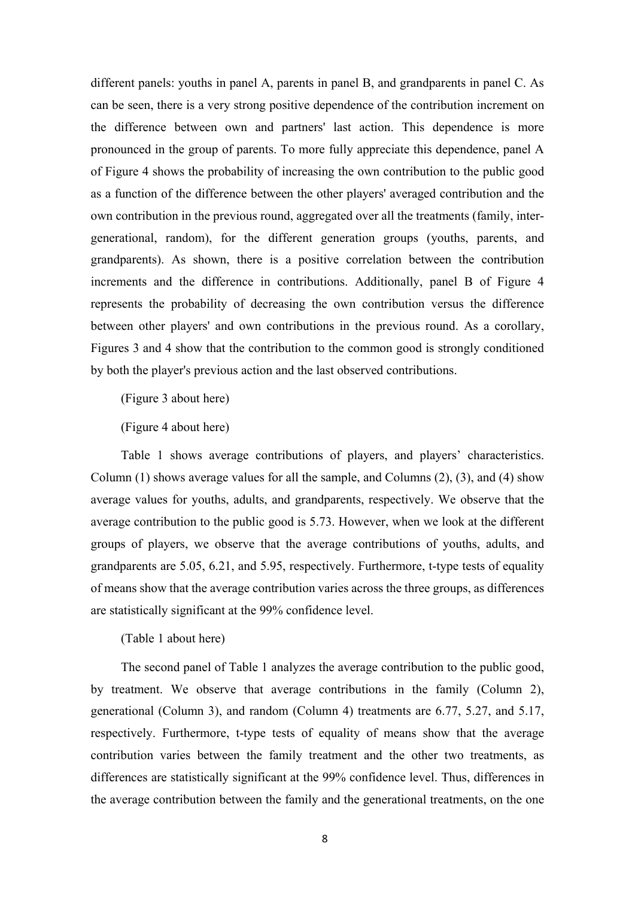different panels: youths in panel A, parents in panel B, and grandparents in panel C. As can be seen, there is a very strong positive dependence of the contribution increment on the difference between own and partners' last action. This dependence is more pronounced in the group of parents. To more fully appreciate this dependence, panel A of Figure 4 shows the probability of increasing the own contribution to the public good as a function of the difference between the other players' averaged contribution and the own contribution in the previous round, aggregated over all the treatments (family, inter-generational, random), for the different generation groups (youths, parents, and grandparents). As shown, there is a positive correlation between the contribution increments and the difference in contributions. Additionally, panel B of Figure 4 represents the probability of decreasing the own contribution versus the difference between other players' and own contributions in the previous round. As a corollary, Figures 3 and 4 show that the contribution to the common good is strongly conditioned by both the player's previous action and the last observed contributions.

(Figure 3 about here)

(Figure 4 about here)

Table 1 shows average contributions of players, and players' characteristics. Column (1) shows average values for all the sample, and Columns (2), (3), and (4) show average values for youths, adults, and grandparents, respectively. We observe that the average contribution to the public good is 5.73. However, when we look at the different groups of players, we observe that the average contributions of youths, adults, and grandparents are 5.05, 6.21, and 5.95, respectively. Furthermore, t-type tests of equality of means show that the average contribution varies across the three groups, as differences are statistically significant at the 99% confidence level.

(Table 1 about here)

The second panel of Table 1 analyzes the average contribution to the public good, by treatment. We observe that average contributions in the family (Column 2), generational (Column 3), and random (Column 4) treatments are 6.77, 5.27, and 5.17, respectively. Furthermore, t-type tests of equality of means show that the average contribution varies between the family treatment and the other two treatments, as differences are statistically significant at the 99% confidence level. Thus, differences in the average contribution between the family and the generational treatments, on the one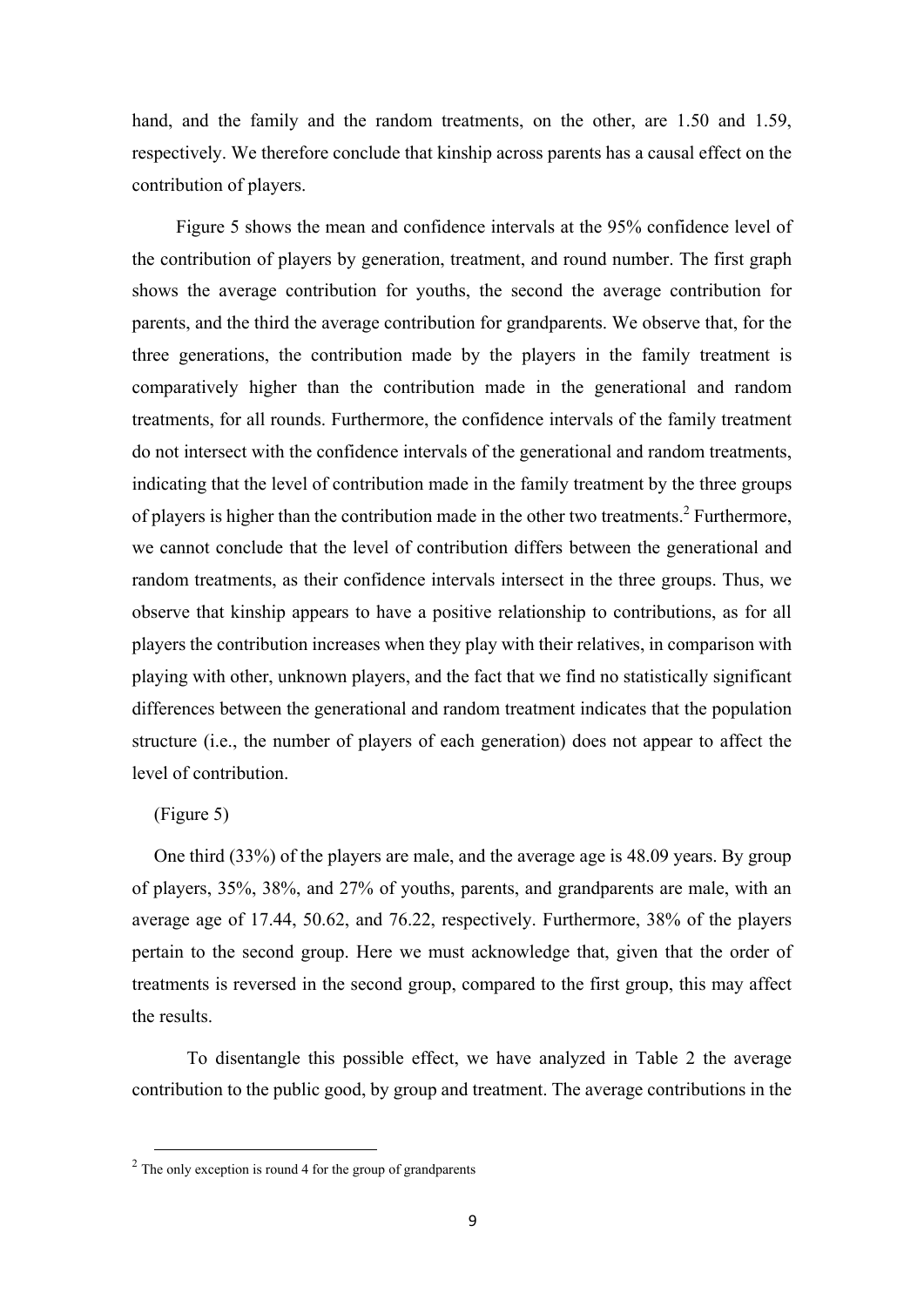hand, and the family and the random treatments, on the other, are 1.50 and 1.59, respectively. We therefore conclude that kinship across parents has a causal effect on the contribution of players.

Figure 5 shows the mean and confidence intervals at the 95% confidence level of the contribution of players by generation, treatment, and round number. The first graph shows the average contribution for youths, the second the average contribution for parents, and the third the average contribution for grandparents. We observe that, for the three generations, the contribution made by the players in the family treatment is comparatively higher than the contribution made in the generational and random treatments, for all rounds. Furthermore, the confidence intervals of the family treatment do not intersect with the confidence intervals of the generational and random treatments, indicating that the level of contribution made in the family treatment by the three groups of players is higher than the contribution made in the other two treatments.[2] Furthermore, we cannot conclude that the level of contribution differs between the generational and random treatments, as their confidence intervals intersect in the three groups. Thus, we observe that kinship appears to have a positive relationship to contributions, as for all players the contribution increases when they play with their relatives, in comparison with playing with other, unknown players, and the fact that we find no statistically significant differences between the generational and random treatment indicates that the population structure (i.e., the number of players of each generation) does not appear to affect the level of contribution.

(Figure 5)

One third (33%) of the players are male, and the average age is 48.09 years. By group of players, 35%, 38%, and 27% of youths, parents, and grandparents are male, with an average age of 17.44, 50.62, and 76.22, respectively. Furthermore, 38% of the players pertain to the second group. Here we must acknowledge that, given that the order of treatments is reversed in the second group, compared to the first group, this may affect the results.

To disentangle this possible effect, we have analyzed in Table 2 the average contribution to the public good, by group and treatment. The average contributions in the

[2] The only exception is round 4 for the group of grandparents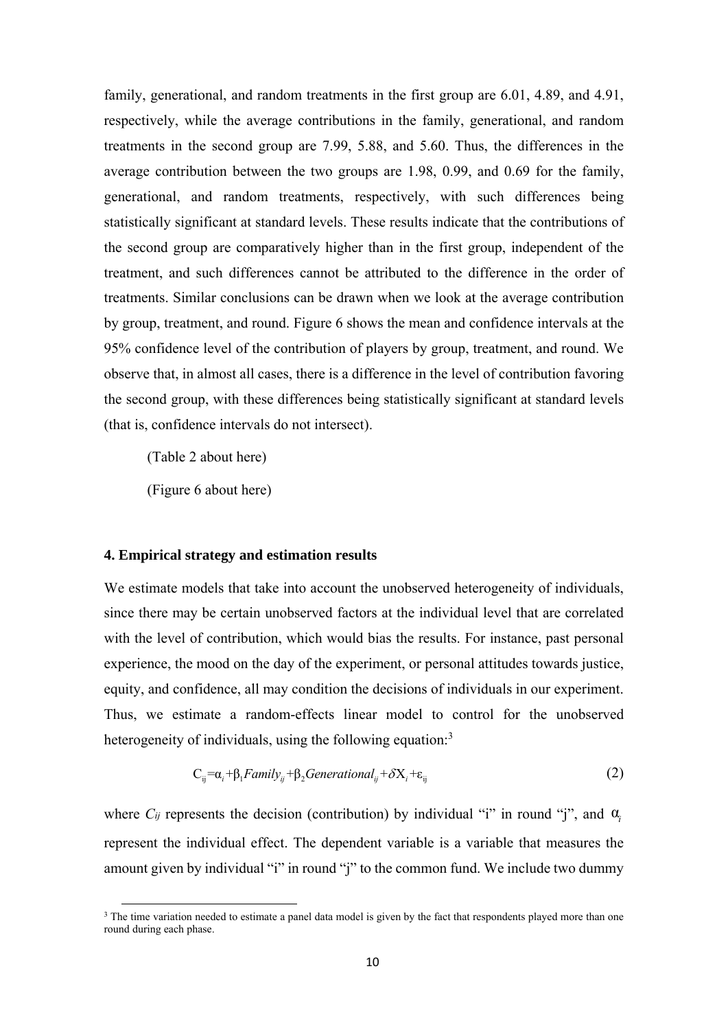family, generational, and random treatments in the first group are 6.01, 4.89, and 4.91, respectively, while the average contributions in the family, generational, and random treatments in the second group are 7.99, 5.88, and 5.60. Thus, the differences in the average contribution between the two groups are 1.98, 0.99, and 0.69 for the family, generational, and random treatments, respectively, with such differences being statistically significant at standard levels. These results indicate that the contributions of the second group are comparatively higher than in the first group, independent of the treatment, and such differences cannot be attributed to the difference in the order of treatments. Similar conclusions can be drawn when we look at the average contribution by group, treatment, and round. Figure 6 shows the mean and confidence intervals at the 95% confidence level of the contribution of players by group, treatment, and round. We observe that, in almost all cases, there is a difference in the level of contribution favoring the second group, with these differences being statistically significant at standard levels (that is, confidence intervals do not intersect).

(Table 2 about here)

(Figure 6 about here)

## 4. Empirical strategy and estimation results

We estimate models that take into account the unobserved heterogeneity of individuals, since there may be certain unobserved factors at the individual level that are correlated with the level of contribution, which would bias the results. For instance, past personal experience, the mood on the day of the experiment, or personal attitudes towards justice, equity, and confidence, all may condition the decisions of individuals in our experiment. Thus, we estimate a random-effects linear model to control for the unobserved heterogeneity of individuals, using the following equation:[3]

$$C_{ij}=\alpha_i+\beta_1 Family_{ij}+\beta_2 Generational_{ij}+\delta X_i+\varepsilon_{ij} \tag{2}$$

where $C_{ij}$ represents the decision (contribution) by individual "i" in round "j", and $\alpha_i$ represent the individual effect. The dependent variable is a variable that measures the amount given by individual "i" in round "j" to the common fund. We include two dummy

[3] The time variation needed to estimate a panel data model is given by the fact that respondents played more than one round during each phase.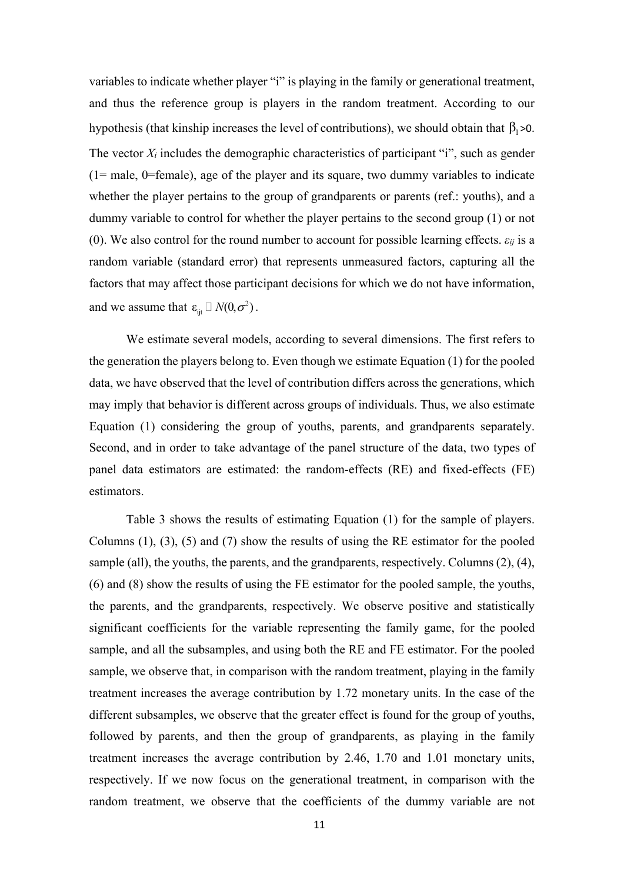variables to indicate whether player "i" is playing in the family or generational treatment, and thus the reference group is players in the random treatment. According to our hypothesis (that kinship increases the level of contributions), we should obtain that $\beta_1 > 0$. The vector $X_i$ includes the demographic characteristics of participant "i", such as gender (1= male, 0=female), age of the player and its square, two dummy variables to indicate whether the player pertains to the group of grandparents or parents (ref.: youths), and a dummy variable to control for whether the player pertains to the second group (1) or not (0). We also control for the round number to account for possible learning effects. $\varepsilon_{ij}$ is a random variable (standard error) that represents unmeasured factors, capturing all the factors that may affect those participant decisions for which we do not have information, and we assume that $\varepsilon_{ijt} \sim N(0, \sigma^2)$.

We estimate several models, according to several dimensions. The first refers to the generation the players belong to. Even though we estimate Equation (1) for the pooled data, we have observed that the level of contribution differs across the generations, which may imply that behavior is different across groups of individuals. Thus, we also estimate Equation (1) considering the group of youths, parents, and grandparents separately. Second, and in order to take advantage of the panel structure of the data, two types of panel data estimators are estimated: the random-effects (RE) and fixed-effects (FE) estimators.

Table 3 shows the results of estimating Equation (1) for the sample of players. Columns (1), (3), (5) and (7) show the results of using the RE estimator for the pooled sample (all), the youths, the parents, and the grandparents, respectively. Columns (2), (4), (6) and (8) show the results of using the FE estimator for the pooled sample, the youths, the parents, and the grandparents, respectively. We observe positive and statistically significant coefficients for the variable representing the family game, for the pooled sample, and all the subsamples, and using both the RE and FE estimator. For the pooled sample, we observe that, in comparison with the random treatment, playing in the family treatment increases the average contribution by 1.72 monetary units. In the case of the different subsamples, we observe that the greater effect is found for the group of youths, followed by parents, and then the group of grandparents, as playing in the family treatment increases the average contribution by 2.46, 1.70 and 1.01 monetary units, respectively. If we now focus on the generational treatment, in comparison with the random treatment, we observe that the coefficients of the dummy variable are not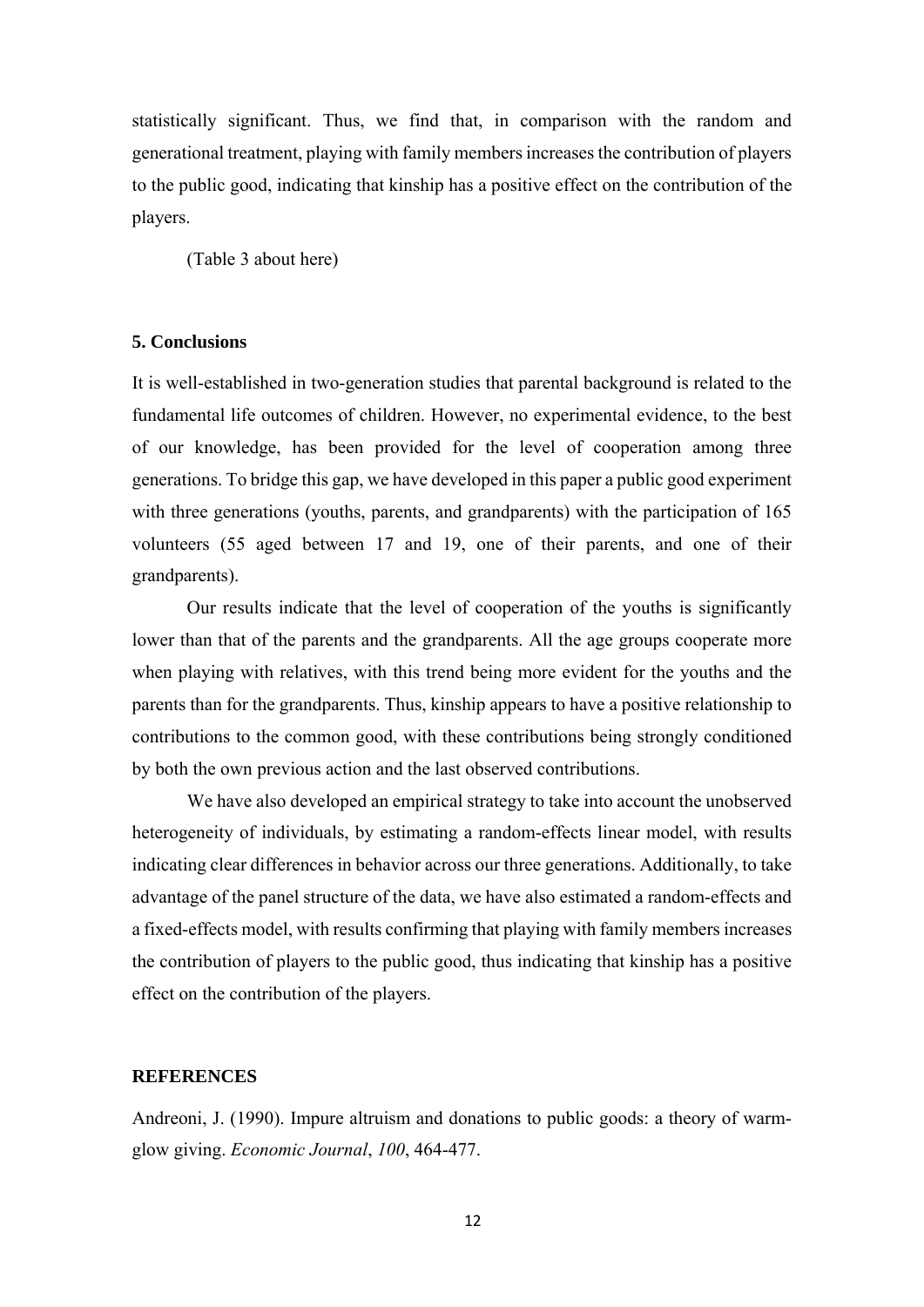statistically significant. Thus, we find that, in comparison with the random and generational treatment, playing with family members increases the contribution of players to the public good, indicating that kinship has a positive effect on the contribution of the players.

(Table 3 about here)

## 5. Conclusions

It is well-established in two-generation studies that parental background is related to the fundamental life outcomes of children. However, no experimental evidence, to the best of our knowledge, has been provided for the level of cooperation among three generations. To bridge this gap, we have developed in this paper a public good experiment with three generations (youths, parents, and grandparents) with the participation of 165 volunteers (55 aged between 17 and 19, one of their parents, and one of their grandparents).

Our results indicate that the level of cooperation of the youths is significantly lower than that of the parents and the grandparents. All the age groups cooperate more when playing with relatives, with this trend being more evident for the youths and the parents than for the grandparents. Thus, kinship appears to have a positive relationship to contributions to the common good, with these contributions being strongly conditioned by both the own previous action and the last observed contributions.

We have also developed an empirical strategy to take into account the unobserved heterogeneity of individuals, by estimating a random-effects linear model, with results indicating clear differences in behavior across our three generations. Additionally, to take advantage of the panel structure of the data, we have also estimated a random-effects and a fixed-effects model, with results confirming that playing with family members increases the contribution of players to the public good, thus indicating that kinship has a positive effect on the contribution of the players.

## REFERENCES

Andreoni, J. (1990). Impure altruism and donations to public goods: a theory of warm-glow giving. *Economic Journal*, *100*, 464-477.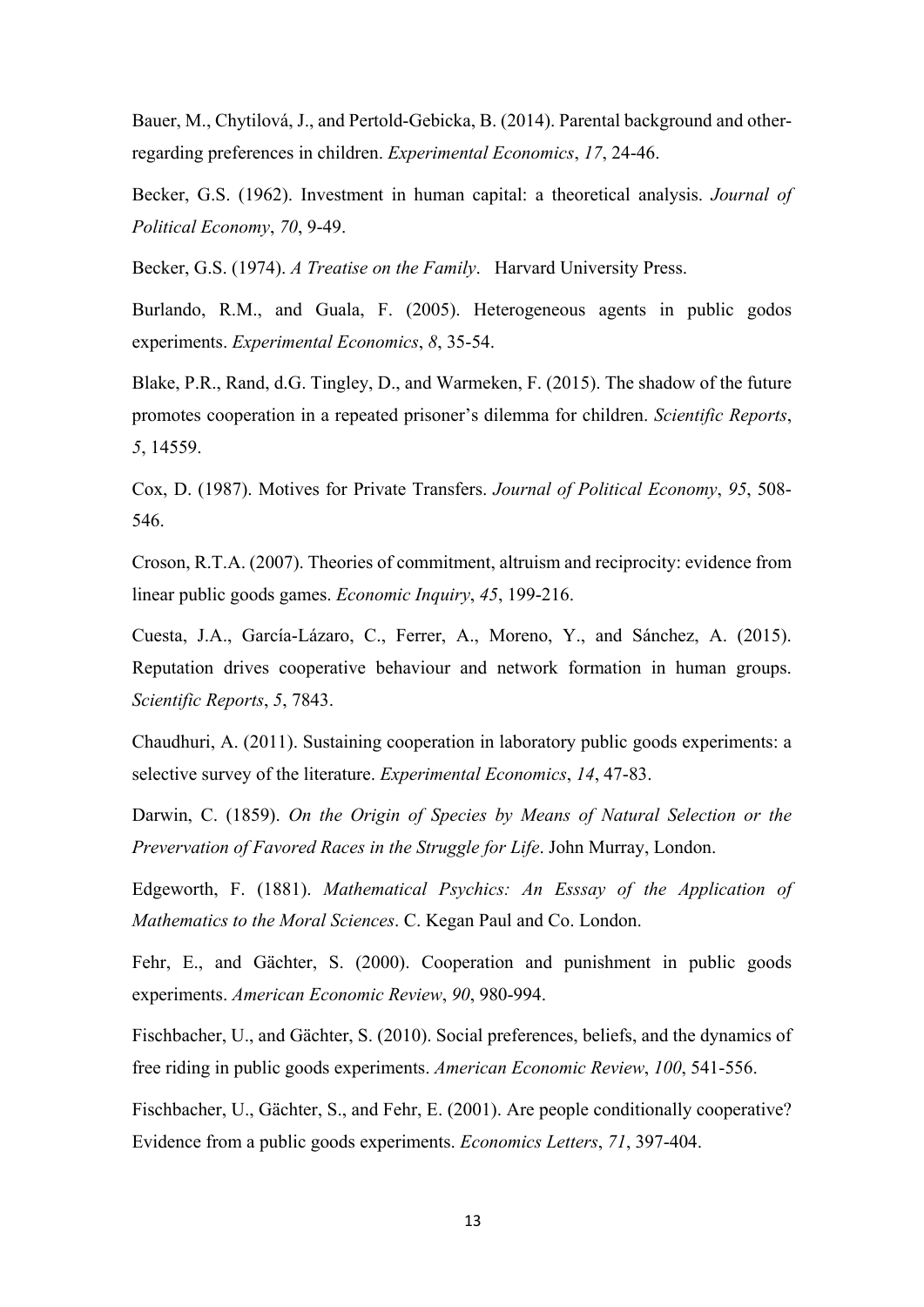Bauer, M., Chytilová, J., and Pertold-Gebicka, B. (2014). Parental background and other-regarding preferences in children. *Experimental Economics*, *17*, 24-46.

Becker, G.S. (1962). Investment in human capital: a theoretical analysis. *Journal of Political Economy*, *70*, 9-49.

Becker, G.S. (1974). *A Treatise on the Family*. Harvard University Press.

Burlando, R.M., and Guala, F. (2005). Heterogeneous agents in public godos experiments. *Experimental Economics*, *8*, 35-54.

Blake, P.R., Rand, d.G. Tingley, D., and Warmeken, F. (2015). The shadow of the future promotes cooperation in a repeated prisoner's dilemma for children. *Scientific Reports*, *5*, 14559.

Cox, D. (1987). Motives for Private Transfers. *Journal of Political Economy*, *95*, 508-546.

Croson, R.T.A. (2007). Theories of commitment, altruism and reciprocity: evidence from linear public goods games. *Economic Inquiry*, *45*, 199-216.

Cuesta, J.A., García-Lázaro, C., Ferrer, A., Moreno, Y., and Sánchez, A. (2015). Reputation drives cooperative behaviour and network formation in human groups. *Scientific Reports*, *5*, 7843.

Chaudhuri, A. (2011). Sustaining cooperation in laboratory public goods experiments: a selective survey of the literature. *Experimental Economics*, *14*, 47-83.

Darwin, C. (1859). *On the Origin of Species by Means of Natural Selection or the Prevervation of Favored Races in the Struggle for Life*. John Murray, London.

Edgeworth, F. (1881). *Mathematical Psychics: An Esssay of the Application of Mathematics to the Moral Sciences*. C. Kegan Paul and Co. London.

Fehr, E., and Gächter, S. (2000). Cooperation and punishment in public goods experiments. *American Economic Review*, *90*, 980-994.

Fischbacher, U., and Gächter, S. (2010). Social preferences, beliefs, and the dynamics of free riding in public goods experiments. *American Economic Review*, *100*, 541-556.

Fischbacher, U., Gächter, S., and Fehr, E. (2001). Are people conditionally cooperative? Evidence from a public goods experiments. *Economics Letters*, *71*, 397-404.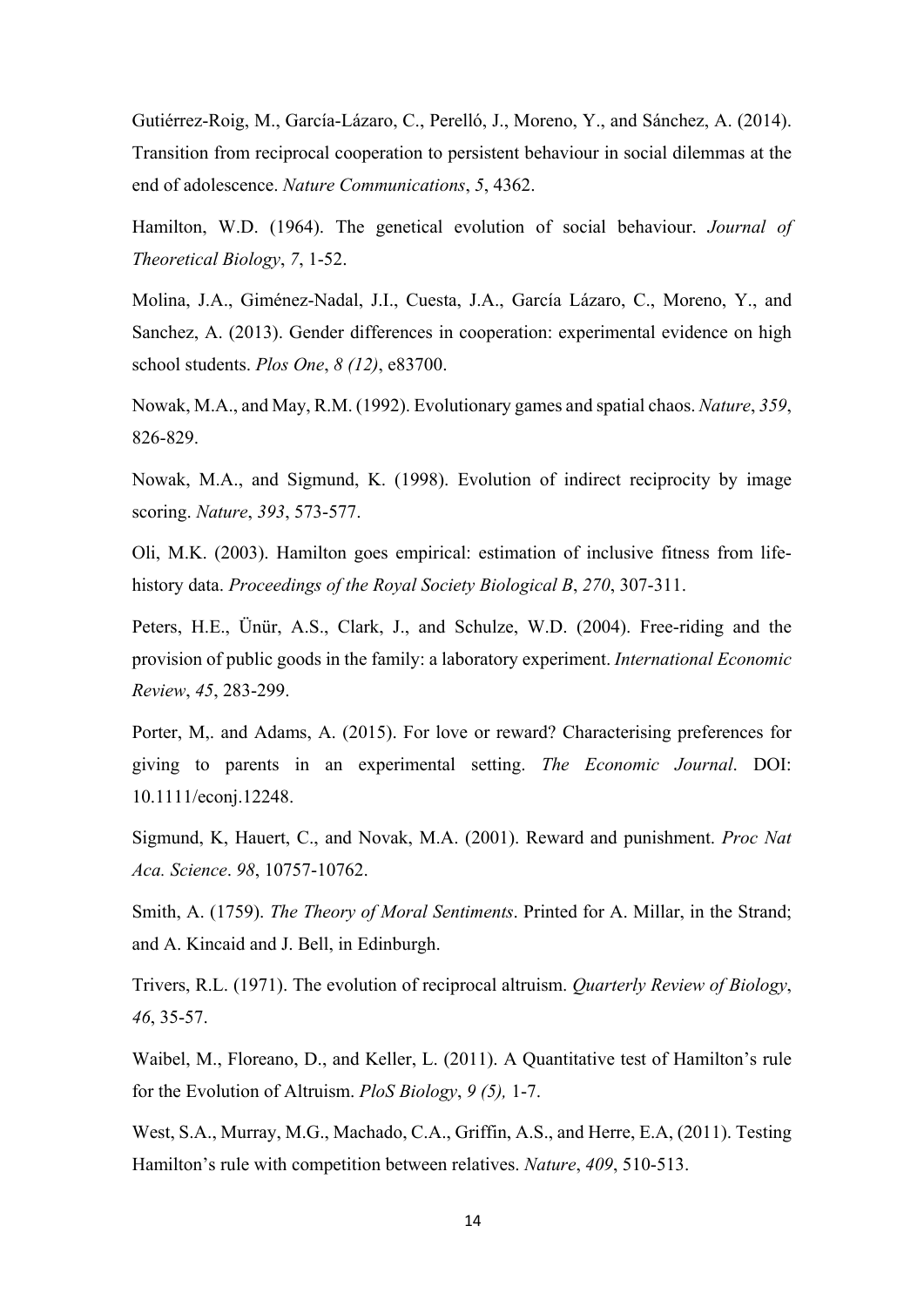Gutiérrez-Roig, M., García-Lázaro, C., Perelló, J., Moreno, Y., and Sánchez, A. (2014). Transition from reciprocal cooperation to persistent behaviour in social dilemmas at the end of adolescence. *Nature Communications*, *5*, 4362.

Hamilton, W.D. (1964). The genetical evolution of social behaviour. *Journal of Theoretical Biology*, *7*, 1-52.

Molina, J.A., Giménez-Nadal, J.I., Cuesta, J.A., García Lázaro, C., Moreno, Y., and Sanchez, A. (2013). Gender differences in cooperation: experimental evidence on high school students. *Plos One*, *8 (12)*, e83700.

Nowak, M.A., and May, R.M. (1992). Evolutionary games and spatial chaos. *Nature*, *359*, 826-829.

Nowak, M.A., and Sigmund, K. (1998). Evolution of indirect reciprocity by image scoring. *Nature*, *393*, 573-577.

Oli, M.K. (2003). Hamilton goes empirical: estimation of inclusive fitness from life-history data. *Proceedings of the Royal Society Biological B*, *270*, 307-311.

Peters, H.E., Ünür, A.S., Clark, J., and Schulze, W.D. (2004). Free-riding and the provision of public goods in the family: a laboratory experiment. *International Economic Review*, *45*, 283-299.

Porter, M,. and Adams, A. (2015). For love or reward? Characterising preferences for giving to parents in an experimental setting. *The Economic Journal*. DOI: 10.1111/econj.12248.

Sigmund, K, Hauert, C., and Novak, M.A. (2001). Reward and punishment. *Proc Nat Aca. Science*. *98*, 10757-10762.

Smith, A. (1759). *The Theory of Moral Sentiments*. Printed for A. Millar, in the Strand; and A. Kincaid and J. Bell, in Edinburgh.

Trivers, R.L. (1971). The evolution of reciprocal altruism. *Quarterly Review of Biology*, *46*, 35-57.

Waibel, M., Floreano, D., and Keller, L. (2011). A Quantitative test of Hamilton's rule for the Evolution of Altruism. *PloS Biology*, *9 (5),* 1-7.

West, S.A., Murray, M.G., Machado, C.A., Griffin, A.S., and Herre, E.A, (2011). Testing Hamilton's rule with competition between relatives. *Nature*, *409*, 510-513.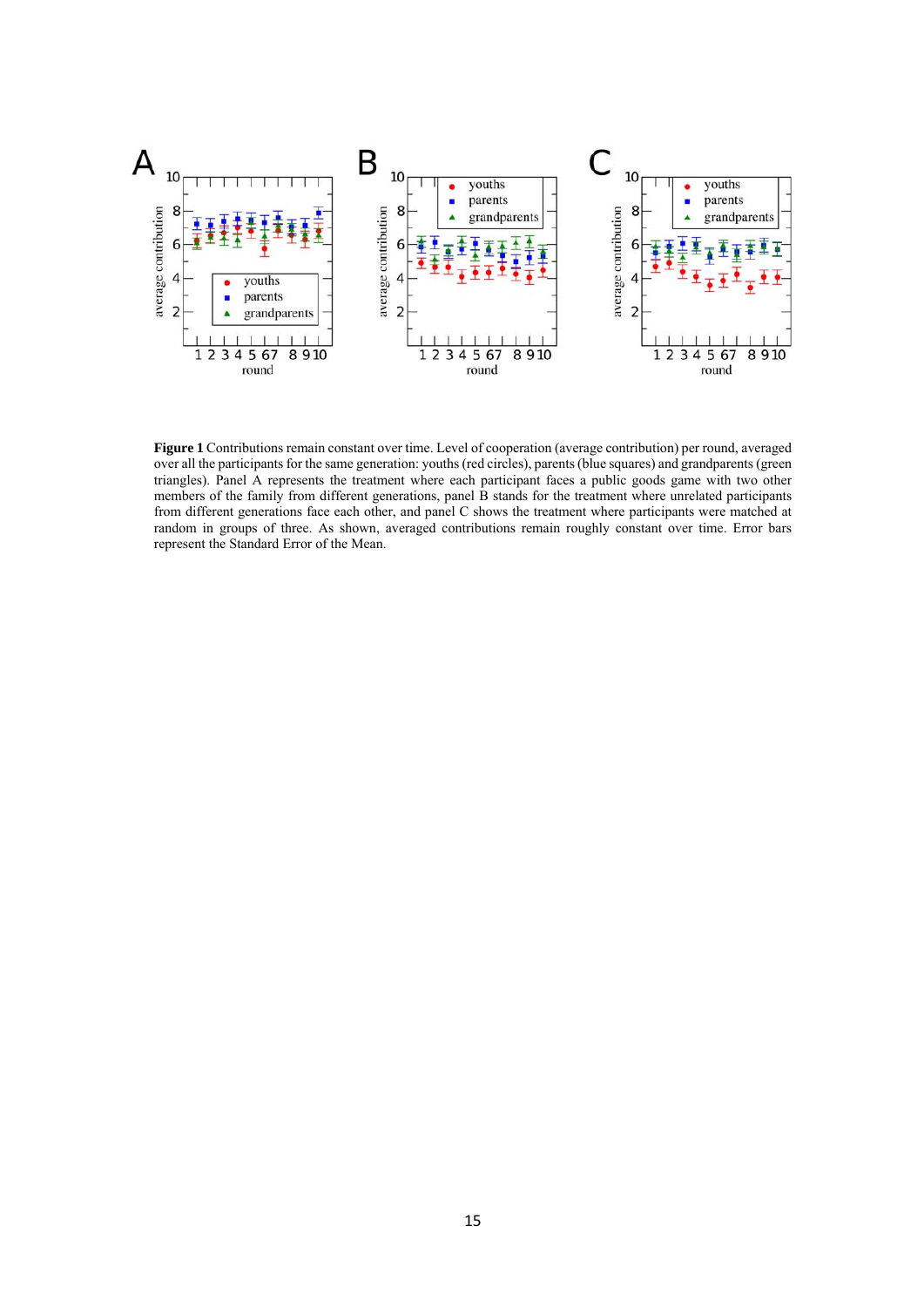**Figure 1** Contributions remain constant over time. Level of cooperation (average contribution) per round, averaged over all the participants for the same generation: youths (red circles), parents (blue squares) and grandparents (green triangles). Panel A represents the treatment where each participant faces a public goods game with two other members of the family from different generations, panel B stands for the treatment where unrelated participants from different generations face each other, and panel C shows the treatment where participants were matched at random in groups of three. As shown, averaged contributions remain roughly constant over time. Error bars represent the Standard Error of the Mean.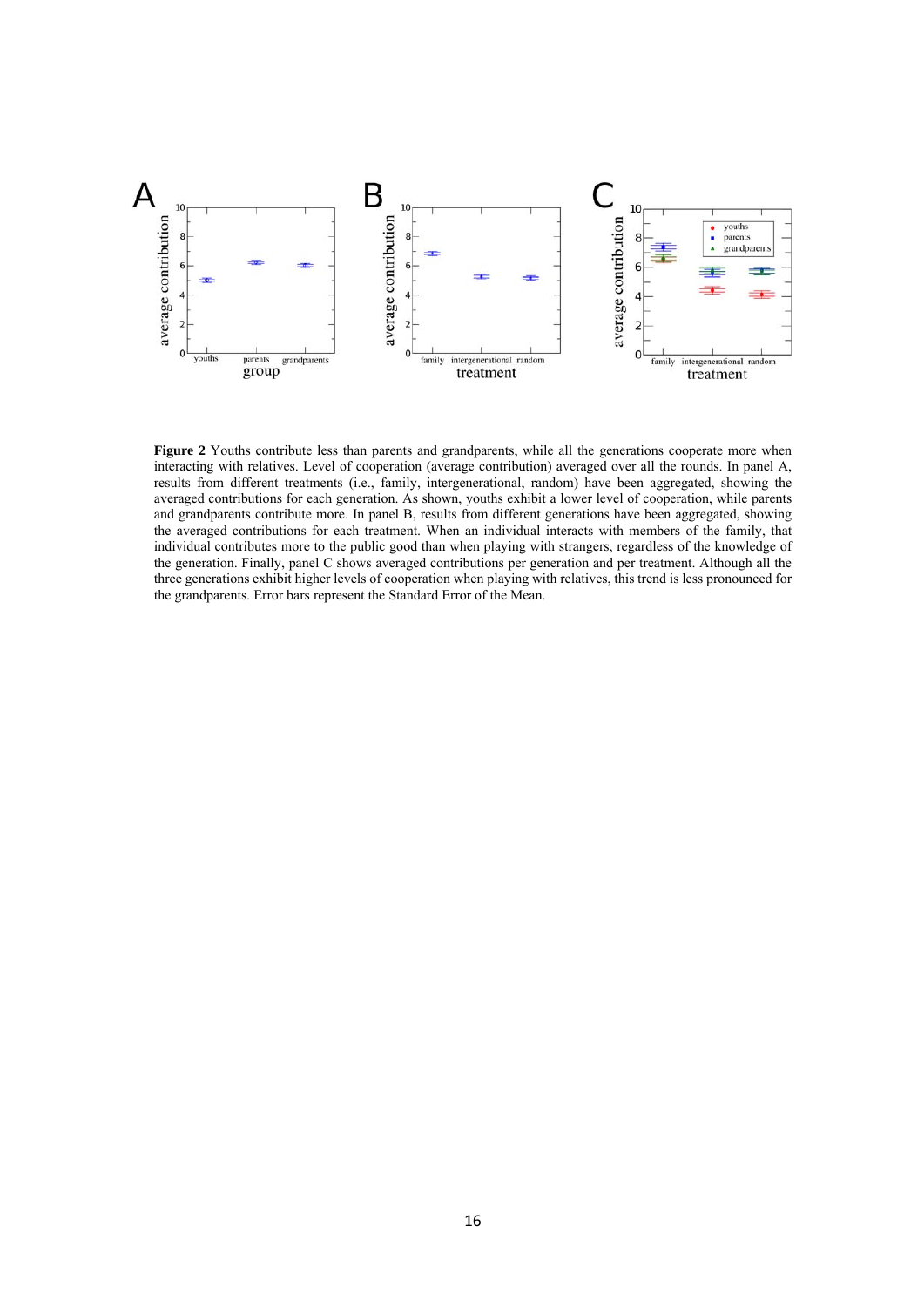**Figure 2** Youths contribute less than parents and grandparents, while all the generations cooperate more when interacting with relatives. Level of cooperation (average contribution) averaged over all the rounds. In panel A, results from different treatments (i.e., family, intergenerational, random) have been aggregated, showing the averaged contributions for each generation. As shown, youths exhibit a lower level of cooperation, while parents and grandparents contribute more. In panel B, results from different generations have been aggregated, showing the averaged contributions for each treatment. When an individual interacts with members of the family, that individual contributes more to the public good than when playing with strangers, regardless of the knowledge of the generation. Finally, panel C shows averaged contributions per generation and per treatment. Although all the three generations exhibit higher levels of cooperation when playing with relatives, this trend is less pronounced for the grandparents. Error bars represent the Standard Error of the Mean.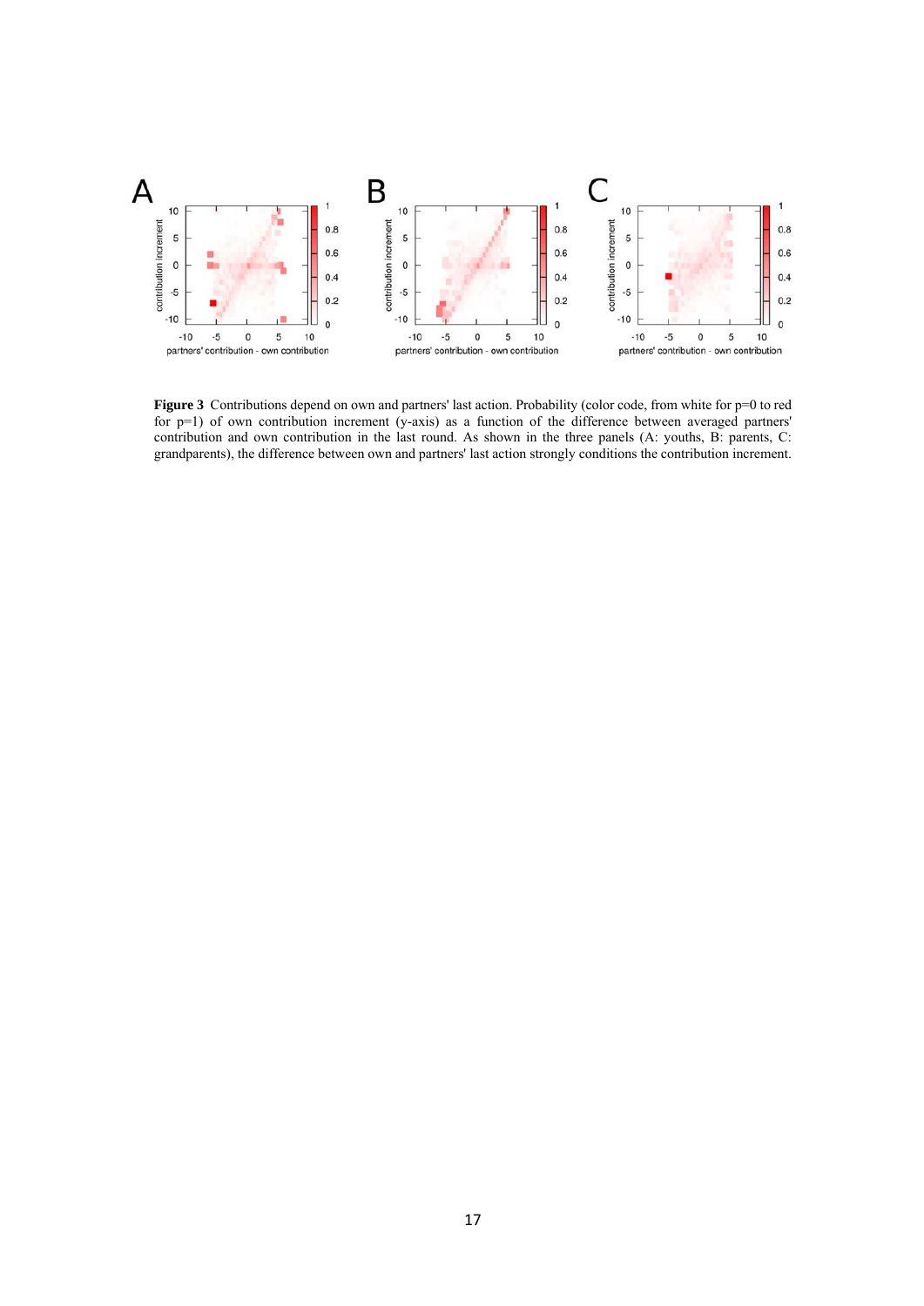**Figure 3** Contributions depend on own and partners' last action. Probability (color code, from white for p=0 to red for p=1) of own contribution increment (y-axis) as a function of the difference between averaged partners' contribution and own contribution in the last round. As shown in the three panels (A: youths, B: parents, C: grandparents), the difference between own and partners' last action strongly conditions the contribution increment.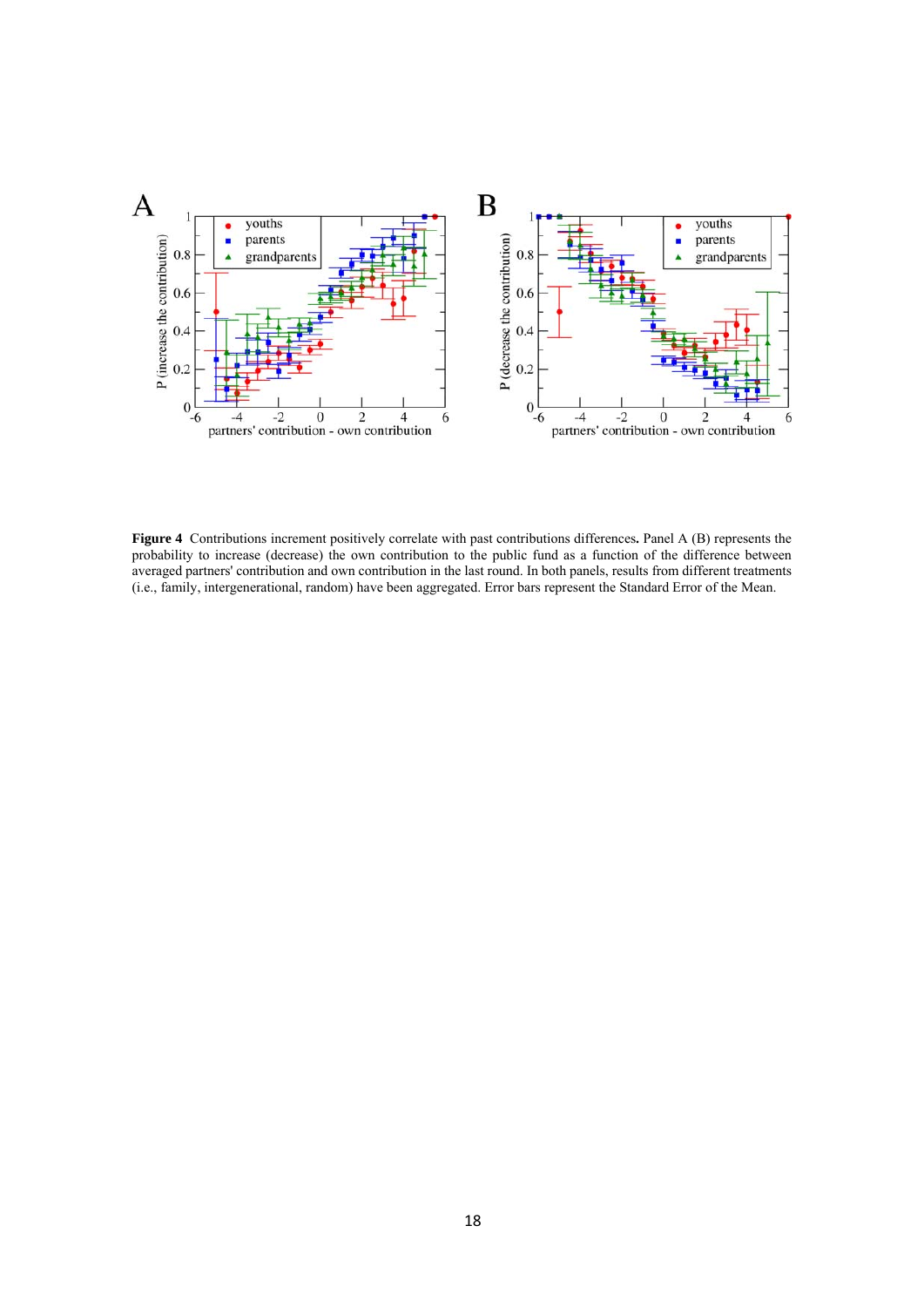**Figure 4** Contributions increment positively correlate with past contributions differences**.** Panel A (B) represents the probability to increase (decrease) the own contribution to the public fund as a function of the difference between averaged partners' contribution and own contribution in the last round. In both panels, results from different treatments (i.e., family, intergenerational, random) have been aggregated. Error bars represent the Standard Error of the Mean.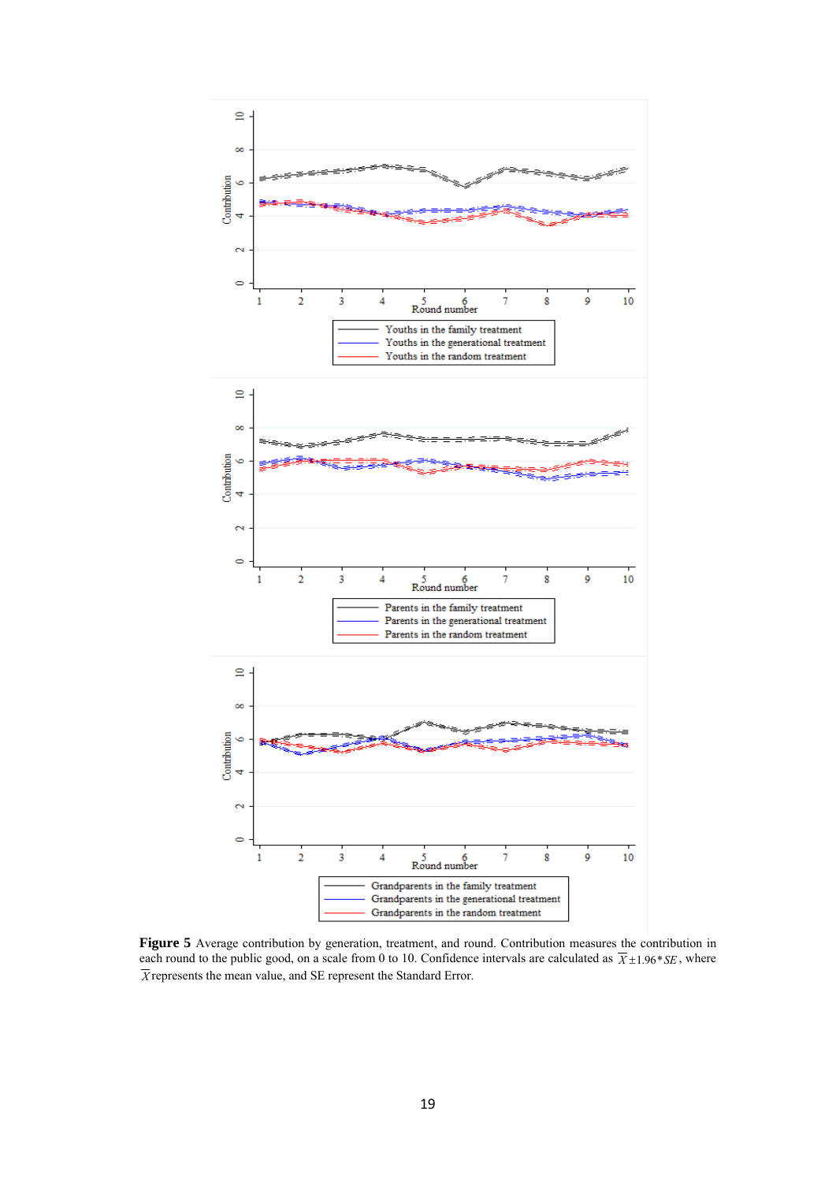**Figure 5** Average contribution by generation, treatment, and round. Contribution measures the contribution in each round to the public good, on a scale from 0 to 10. Confidence intervals are calculated as $\overline{X} \pm 1.96 * SE$, where $\overline{X}$ represents the mean value, and SE represent the Standard Error.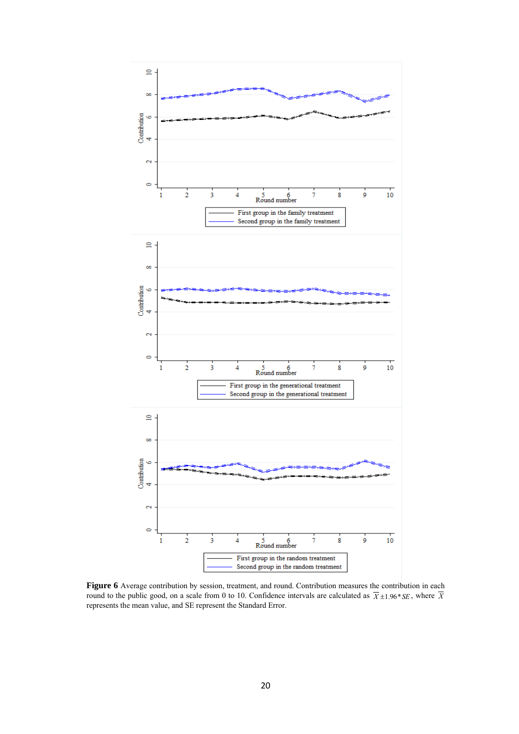**Figure 6** Average contribution by session, treatment, and round. Contribution measures the contribution in each round to the public good, on a scale from 0 to 10. Confidence intervals are calculated as $\overline{X} \pm 1.96 * SE$, where $\overline{X}$ represents the mean value, and SE represent the Standard Error.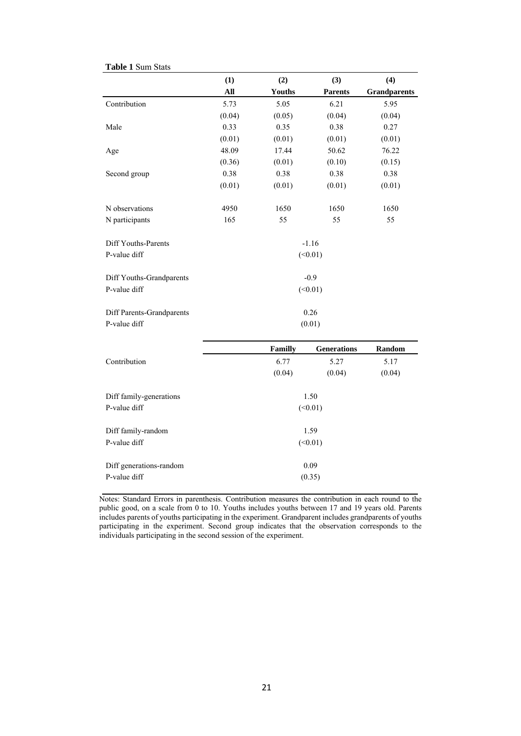**Table 1** Sum Stats

| | (1) | (2) | (3) | (4) |
|---|---|---|---|---|
| | **All** | **Youths** | **Parents** | **Grandparents** |
| Contribution | 5.73 | 5.05 | 6.21 | 5.95 |
| | (0.04) | (0.05) | (0.04) | (0.04) |
| Male | 0.33 | 0.35 | 0.38 | 0.27 |
| | (0.01) | (0.01) | (0.01) | (0.01) |
| Age | 48.09 | 17.44 | 50.62 | 76.22 |
| | (0.36) | (0.01) | (0.10) | (0.15) |
| Second group | 0.38 | 0.38 | 0.38 | 0.38 |
| | (0.01) | (0.01) | (0.01) | (0.01) |
| N observations | 4950 | 1650 | 1650 | 1650 |
| N participants | 165 | 55 | 55 | 55 |
| Diff Youths-Parents | | | -1.16 | |
| P-value diff | | | (<0.01) | |
| Diff Youths-Grandparents | | | -0.9 | |
| P-value diff | | | (<0.01) | |
| Diff Parents-Grandparents | | | 0.26 | |
| P-value diff | | | (0.01) | |

| | **Familly** | **Generations** | **Random** |
|---|---|---|---|
| Contribution | 6.77 | 5.27 | 5.17 |
| | (0.04) | (0.04) | (0.04) |
| Diff family-generations | | 1.50 | |
| P-value diff | | (<0.01) | |
| Diff family-random | | 1.59 | |
| P-value diff | | (<0.01) | |
| Diff generations-random | | 0.09 | |
| P-value diff | | (0.35) | |

Notes: Standard Errors in parenthesis. Contribution measures the contribution in each round to the public good, on a scale from 0 to 10. Youths includes youths between 17 and 19 years old. Parents includes parents of youths participating in the experiment. Grandparent includes grandparents of youths participating in the experiment. Second group indicates that the observation corresponds to the individuals participating in the second session of the experiment.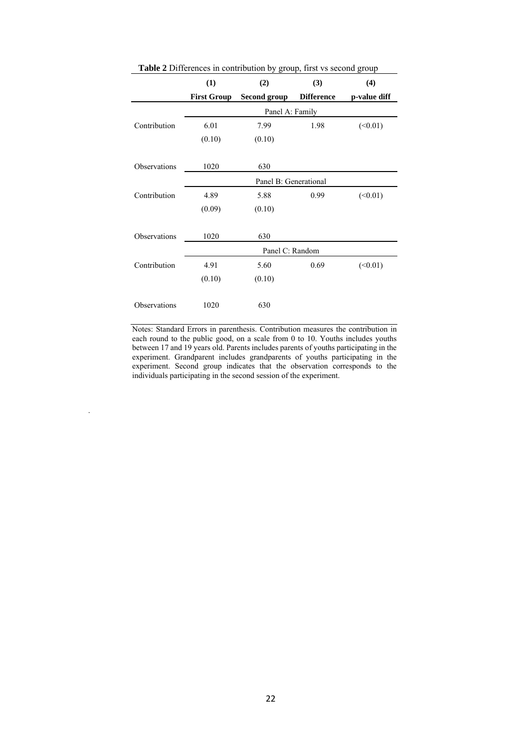**Table 2** Differences in contribution by group, first vs second group

| | (1) | (2) | (3) | (4) |
|---|---|---|---|---|
| | **First Group** | **Second group** | **Difference** | **p-value diff** |
| | Panel A: Family | | | |
| Contribution | 6.01 | 7.99 | 1.98 | (<0.01) |
| | (0.10) | (0.10) | | |
| Observations | 1020 | 630 | | |
| | Panel B: Generational | | | |
| Contribution | 4.89 | 5.88 | 0.99 | (<0.01) |
| | (0.09) | (0.10) | | |
| Observations | 1020 | 630 | | |
| | Panel C: Random | | | |
| Contribution | 4.91 | 5.60 | 0.69 | (<0.01) |
| | (0.10) | (0.10) | | |
| Observations | 1020 | 630 | | |

Notes: Standard Errors in parenthesis. Contribution measures the contribution in each round to the public good, on a scale from 0 to 10. Youths includes youths between 17 and 19 years old. Parents includes parents of youths participating in the experiment. Grandparent includes grandparents of youths participating in the experiment. Second group indicates that the observation corresponds to the individuals participating in the second session of the experiment.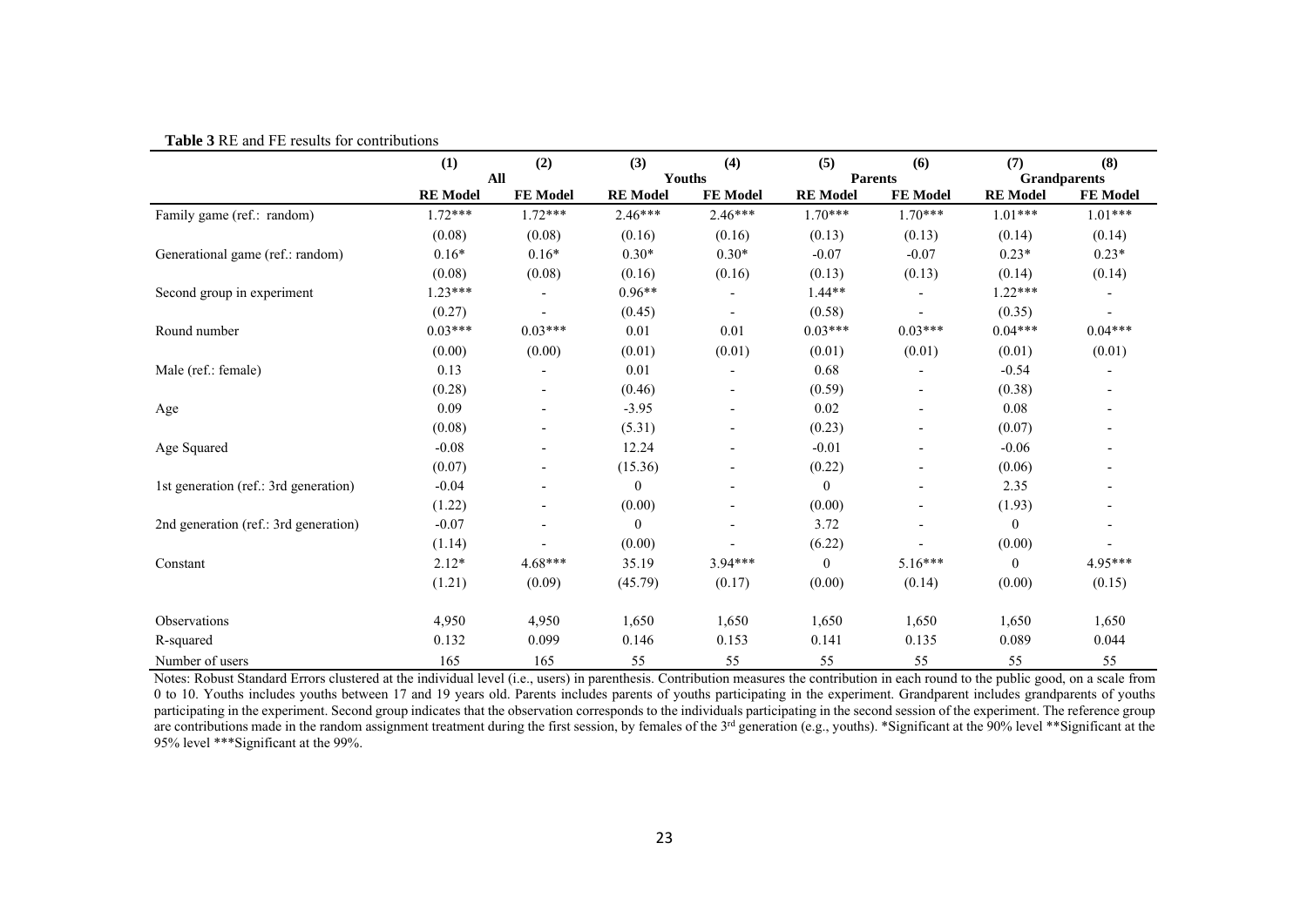**Table 3** RE and FE results for contributions

| | (1) | (2) | (3) | (4) | (5) | (6) | (7) | (8) |
|---|---|---|---|---|---|---|---|---|
| | All | | Youths | | Parents | | Grandparents | |
| | **RE Model** | **FE Model** | **RE Model** | **FE Model** | **RE Model** | **FE Model** | **RE Model** | **FE Model** |
| Family game (ref.: random) | 1.72*** | 1.72*** | 2.46*** | 2.46*** | 1.70*** | 1.70*** | 1.01*** | 1.01*** |
| | (0.08) | (0.08) | (0.16) | (0.16) | (0.13) | (0.13) | (0.14) | (0.14) |
| Generational game (ref.: random) | 0.16* | 0.16* | 0.30* | 0.30* | -0.07 | -0.07 | 0.23* | 0.23* |
| | (0.08) | (0.08) | (0.16) | (0.16) | (0.13) | (0.13) | (0.14) | (0.14) |
| Second group in experiment | 1.23*** | - | 0.96** | - | 1.44** | - | 1.22*** | - |
| | (0.27) | - | (0.45) | - | (0.58) | - | (0.35) | - |
| Round number | 0.03*** | 0.03*** | 0.01 | 0.01 | 0.03*** | 0.03*** | 0.04*** | 0.04*** |
| | (0.00) | (0.00) | (0.01) | (0.01) | (0.01) | (0.01) | (0.01) | (0.01) |
| Male (ref.: female) | 0.13 | - | 0.01 | - | 0.68 | - | -0.54 | - |
| | (0.28) | - | (0.46) | - | (0.59) | - | (0.38) | - |
| Age | 0.09 | - | -3.95 | - | 0.02 | - | 0.08 | - |
| | (0.08) | - | (5.31) | - | (0.23) | - | (0.07) | - |
| Age Squared | -0.08 | - | 12.24 | - | -0.01 | - | -0.06 | - |
| | (0.07) | - | (15.36) | - | (0.22) | - | (0.06) | - |
| 1st generation (ref.: 3rd generation) | -0.04 | - | 0 | - | 0 | - | 2.35 | - |
| | (1.22) | - | (0.00) | - | (0.00) | - | (1.93) | - |
| 2nd generation (ref.: 3rd generation) | -0.07 | - | 0 | - | 3.72 | - | 0 | - |
| | (1.14) | - | (0.00) | - | (6.22) | - | (0.00) | - |
| Constant | 2.12* | 4.68*** | 35.19 | 3.94*** | 0 | 5.16*** | 0 | 4.95*** |
| | (1.21) | (0.09) | (45.79) | (0.17) | (0.00) | (0.14) | (0.00) | (0.15) |
| Observations | 4,950 | 4,950 | 1,650 | 1,650 | 1,650 | 1,650 | 1,650 | 1,650 |
| R-squared | 0.132 | 0.099 | 0.146 | 0.153 | 0.141 | 0.135 | 0.089 | 0.044 |
| Number of users | 165 | 165 | 55 | 55 | 55 | 55 | 55 | 55 |

Notes: Robust Standard Errors clustered at the individual level (i.e., users) in parenthesis. Contribution measures the contribution in each round to the public good, on a scale from 0 to 10. Youths includes youths between 17 and 19 years old. Parents includes parents of youths participating in the experiment. Grandparent includes grandparents of youths participating in the experiment. Second group indicates that the observation corresponds to the individuals participating in the second session of the experiment. The reference group are contributions made in the random assignment treatment during the first session, by females of the 3rd generation (e.g., youths). *Significant at the 90% level **Significant at the 95% level ***Significant at the 99%.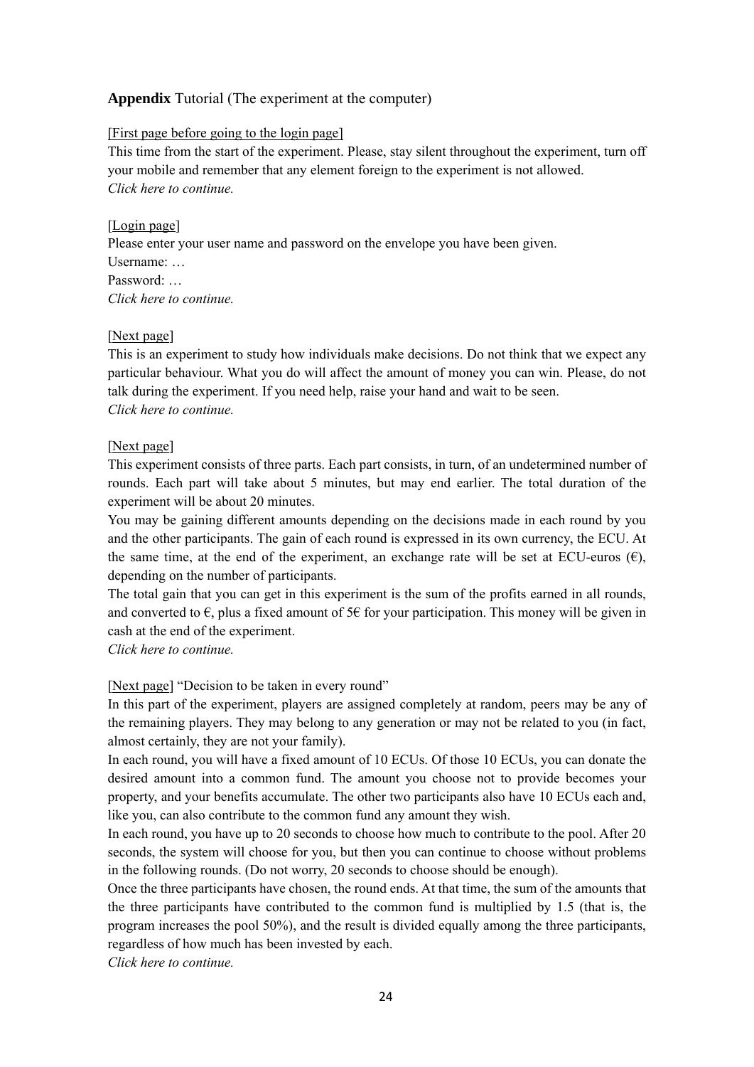**Appendix** Tutorial (The experiment at the computer)

[First page before going to the login page]

This time from the start of the experiment. Please, stay silent throughout the experiment, turn off your mobile and remember that any element foreign to the experiment is not allowed.
*Click here to continue.*

[Login page]

Please enter your user name and password on the envelope you have been given.
Username: …
Password: …
*Click here to continue.*

[Next page]

This is an experiment to study how individuals make decisions. Do not think that we expect any particular behaviour. What you do will affect the amount of money you can win. Please, do not talk during the experiment. If you need help, raise your hand and wait to be seen.
*Click here to continue.*

[Next page]

This experiment consists of three parts. Each part consists, in turn, of an undetermined number of rounds. Each part will take about 5 minutes, but may end earlier. The total duration of the experiment will be about 20 minutes.

You may be gaining different amounts depending on the decisions made in each round by you and the other participants. The gain of each round is expressed in its own currency, the ECU. At the same time, at the end of the experiment, an exchange rate will be set at ECU-euros (€), depending on the number of participants.

The total gain that you can get in this experiment is the sum of the profits earned in all rounds, and converted to €, plus a fixed amount of 5€ for your participation. This money will be given in cash at the end of the experiment.
*Click here to continue.*

[Next page] "Decision to be taken in every round"

In this part of the experiment, players are assigned completely at random, peers may be any of the remaining players. They may belong to any generation or may not be related to you (in fact, almost certainly, they are not your family).

In each round, you will have a fixed amount of 10 ECUs. Of those 10 ECUs, you can donate the desired amount into a common fund. The amount you choose not to provide becomes your property, and your benefits accumulate. The other two participants also have 10 ECUs each and, like you, can also contribute to the common fund any amount they wish.

In each round, you have up to 20 seconds to choose how much to contribute to the pool. After 20 seconds, the system will choose for you, but then you can continue to choose without problems in the following rounds. (Do not worry, 20 seconds to choose should be enough).

Once the three participants have chosen, the round ends. At that time, the sum of the amounts that the three participants have contributed to the common fund is multiplied by 1.5 (that is, the program increases the pool 50%), and the result is divided equally among the three participants, regardless of how much has been invested by each.
*Click here to continue.*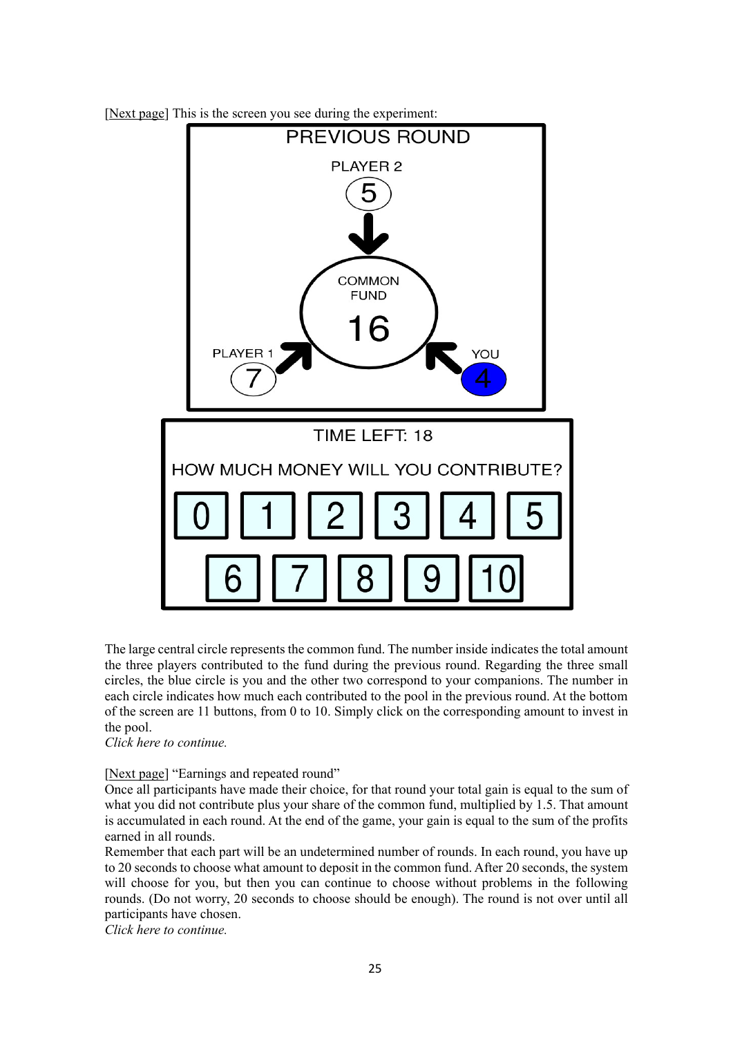[Next page] This is the screen you see during the experiment:

PREVIOUS ROUND

PLAYER 2
5

COMMON FUND
16

PLAYER 1
7

YOU
4

TIME LEFT: 18

HOW MUCH MONEY WILL YOU CONTRIBUTE?

| 0 | 1 | 2 | 3 | 4 | 5 |
|---|---|---|---|---|---|
| 6 | 7 | 8 | 9 | 10 | |

The large central circle represents the common fund. The number inside indicates the total amount the three players contributed to the fund during the previous round. Regarding the three small circles, the blue circle is you and the other two correspond to your companions. The number in each circle indicates how much each contributed to the pool in the previous round. At the bottom of the screen are 11 buttons, from 0 to 10. Simply click on the corresponding amount to invest in the pool.

*Click here to continue.*

[Next page] "Earnings and repeated round"

Once all participants have made their choice, for that round your total gain is equal to the sum of what you did not contribute plus your share of the common fund, multiplied by 1.5. That amount is accumulated in each round. At the end of the game, your gain is equal to the sum of the profits earned in all rounds.

Remember that each part will be an undetermined number of rounds. In each round, you have up to 20 seconds to choose what amount to deposit in the common fund. After 20 seconds, the system will choose for you, but then you can continue to choose without problems in the following rounds. (Do not worry, 20 seconds to choose should be enough). The round is not over until all participants have chosen.

*Click here to continue.*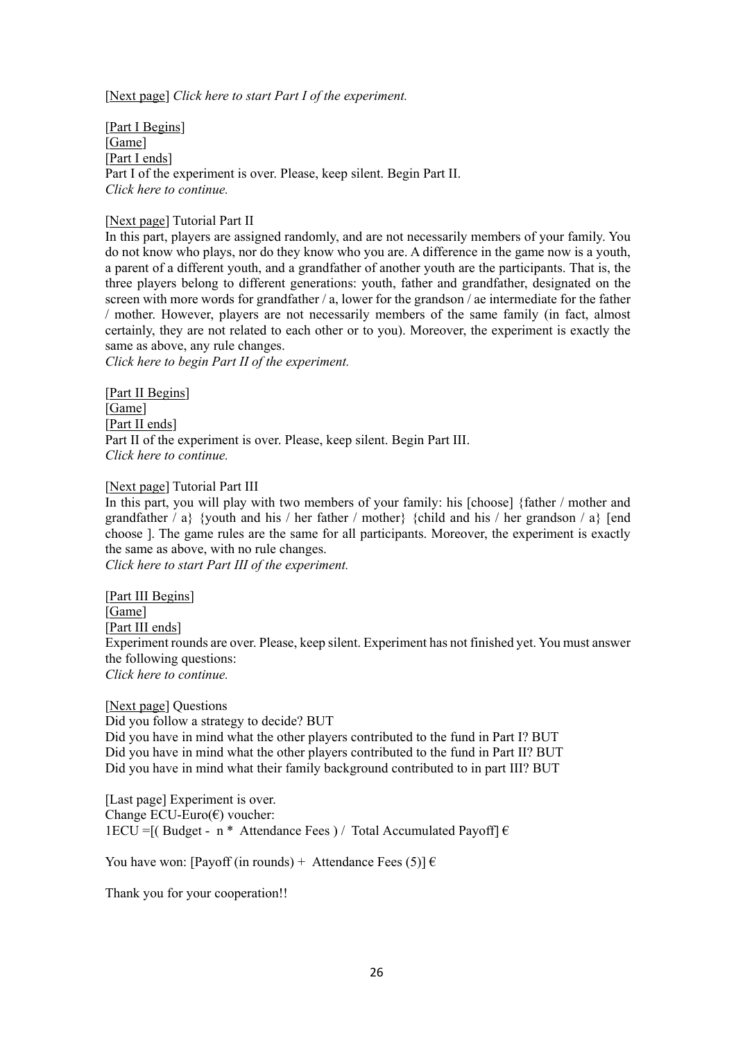[Next page] *Click here to start Part I of the experiment.*

[Part I Begins]
[Game]
[Part I ends]
Part I of the experiment is over. Please, keep silent. Begin Part II.
*Click here to continue.*

[Next page] Tutorial Part II
In this part, players are assigned randomly, and are not necessarily members of your family. You do not know who plays, nor do they know who you are. A difference in the game now is a youth, a parent of a different youth, and a grandfather of another youth are the participants. That is, the three players belong to different generations: youth, father and grandfather, designated on the screen with more words for grandfather / a, lower for the grandson / ae intermediate for the father / mother. However, players are not necessarily members of the same family (in fact, almost certainly, they are not related to each other or to you). Moreover, the experiment is exactly the same as above, any rule changes.
*Click here to begin Part II of the experiment.*

[Part II Begins]
[Game]
[Part II ends]
Part II of the experiment is over. Please, keep silent. Begin Part III.
*Click here to continue.*

[Next page] Tutorial Part III
In this part, you will play with two members of your family: his [choose] {father / mother and grandfather / a} {youth and his / her father / mother} {child and his / her grandson / a} [end choose ]. The game rules are the same for all participants. Moreover, the experiment is exactly the same as above, with no rule changes.
*Click here to start Part III of the experiment.*

[Part III Begins]
[Game]
[Part III ends]
Experiment rounds are over. Please, keep silent. Experiment has not finished yet. You must answer the following questions:
*Click here to continue.*

[Next page] Questions
Did you follow a strategy to decide? BUT
Did you have in mind what the other players contributed to the fund in Part I? BUT
Did you have in mind what the other players contributed to the fund in Part II? BUT
Did you have in mind what their family background contributed to in part III? BUT

[Last page] Experiment is over.
Change ECU-Euro(€) voucher:
1ECU =[( Budget - n * Attendance Fees ) / Total Accumulated Payoff] €

You have won: [Payoff (in rounds) + Attendance Fees (5)] €

Thank you for your cooperation!!